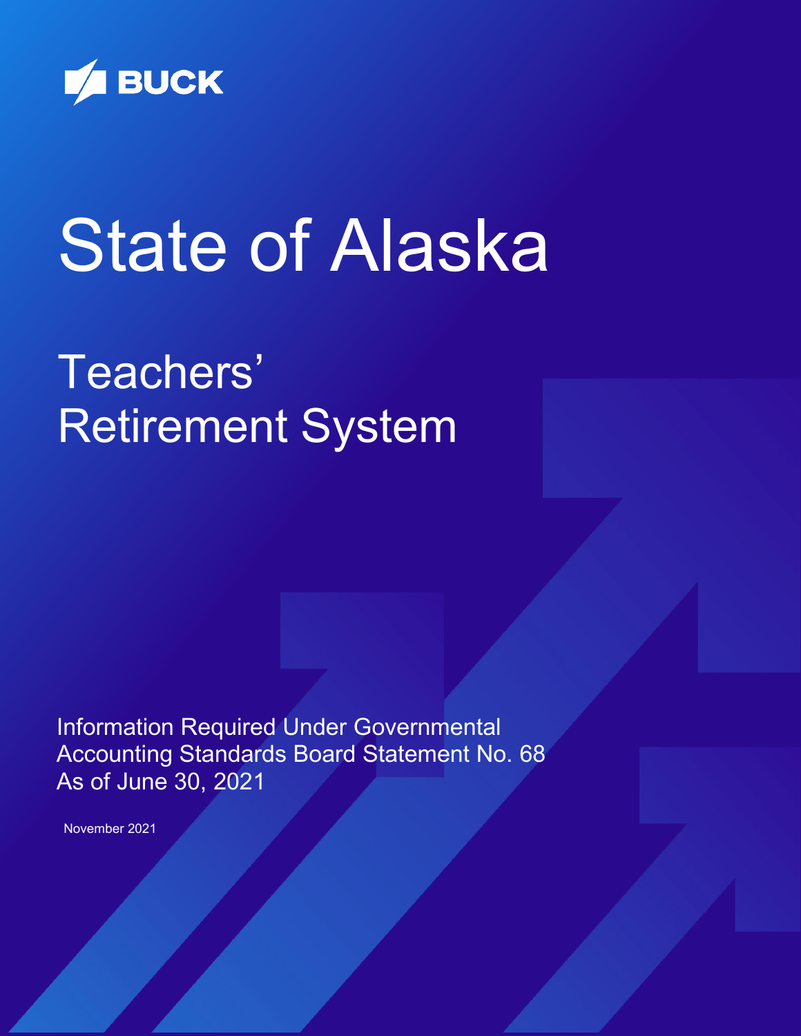BUCK

# State of Alaska

## Teachers' Retirement System

Information Required Under Governmental Accounting Standards Board Statement No. 68
As of June 30, 2021

November 2021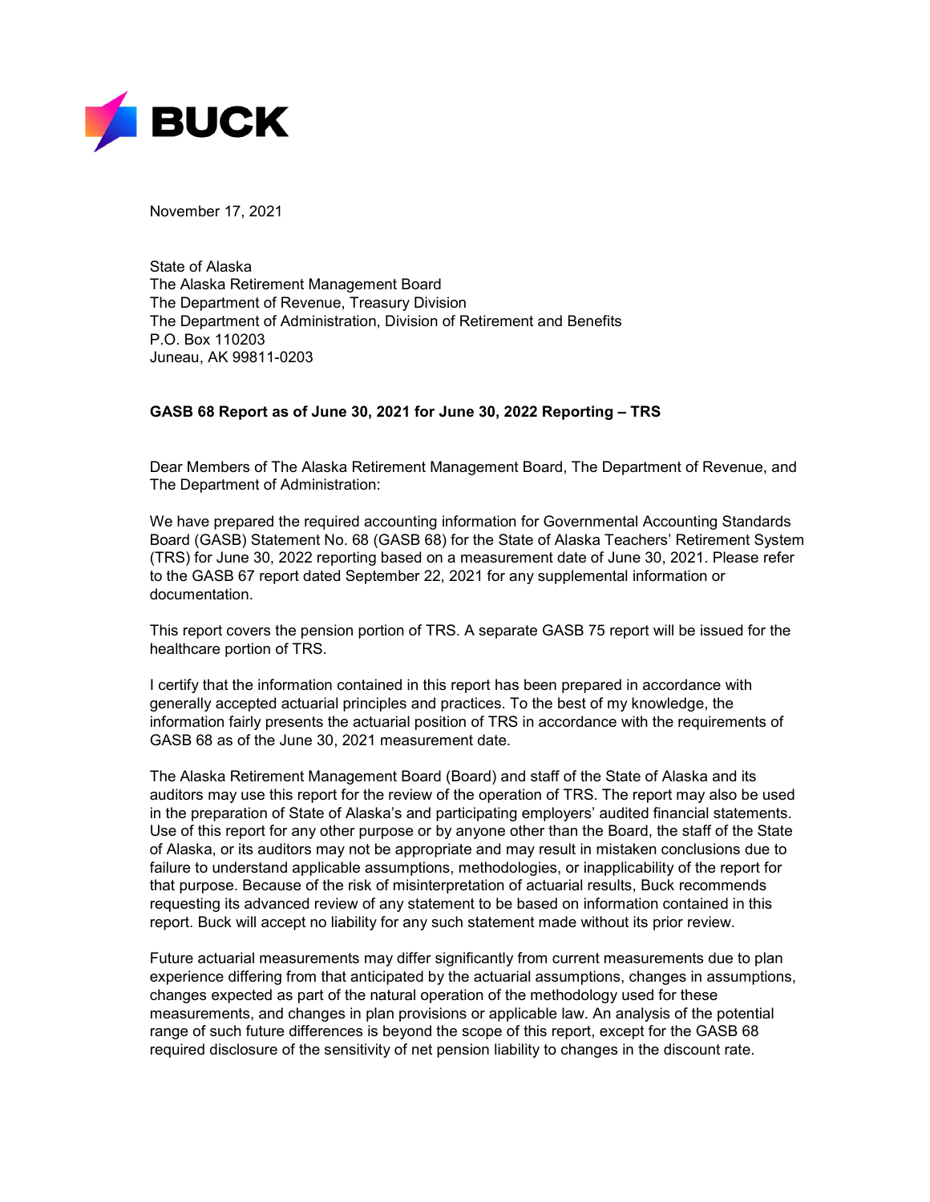November 17, 2021

State of Alaska
The Alaska Retirement Management Board
The Department of Revenue, Treasury Division
The Department of Administration, Division of Retirement and Benefits
P.O. Box 110203
Juneau, AK 99811-0203

**GASB 68 Report as of June 30, 2021 for June 30, 2022 Reporting – TRS**

Dear Members of The Alaska Retirement Management Board, The Department of Revenue, and The Department of Administration:

We have prepared the required accounting information for Governmental Accounting Standards Board (GASB) Statement No. 68 (GASB 68) for the State of Alaska Teachers' Retirement System (TRS) for June 30, 2022 reporting based on a measurement date of June 30, 2021. Please refer to the GASB 67 report dated September 22, 2021 for any supplemental information or documentation.

This report covers the pension portion of TRS. A separate GASB 75 report will be issued for the healthcare portion of TRS.

I certify that the information contained in this report has been prepared in accordance with generally accepted actuarial principles and practices. To the best of my knowledge, the information fairly presents the actuarial position of TRS in accordance with the requirements of GASB 68 as of the June 30, 2021 measurement date.

The Alaska Retirement Management Board (Board) and staff of the State of Alaska and its auditors may use this report for the review of the operation of TRS. The report may also be used in the preparation of State of Alaska's and participating employers' audited financial statements. Use of this report for any other purpose or by anyone other than the Board, the staff of the State of Alaska, or its auditors may not be appropriate and may result in mistaken conclusions due to failure to understand applicable assumptions, methodologies, or inapplicability of the report for that purpose. Because of the risk of misinterpretation of actuarial results, Buck recommends requesting its advanced review of any statement to be based on information contained in this report. Buck will accept no liability for any such statement made without its prior review.

Future actuarial measurements may differ significantly from current measurements due to plan experience differing from that anticipated by the actuarial assumptions, changes in assumptions, changes expected as part of the natural operation of the methodology used for these measurements, and changes in plan provisions or applicable law. An analysis of the potential range of such future differences is beyond the scope of this report, except for the GASB 68 required disclosure of the sensitivity of net pension liability to changes in the discount rate.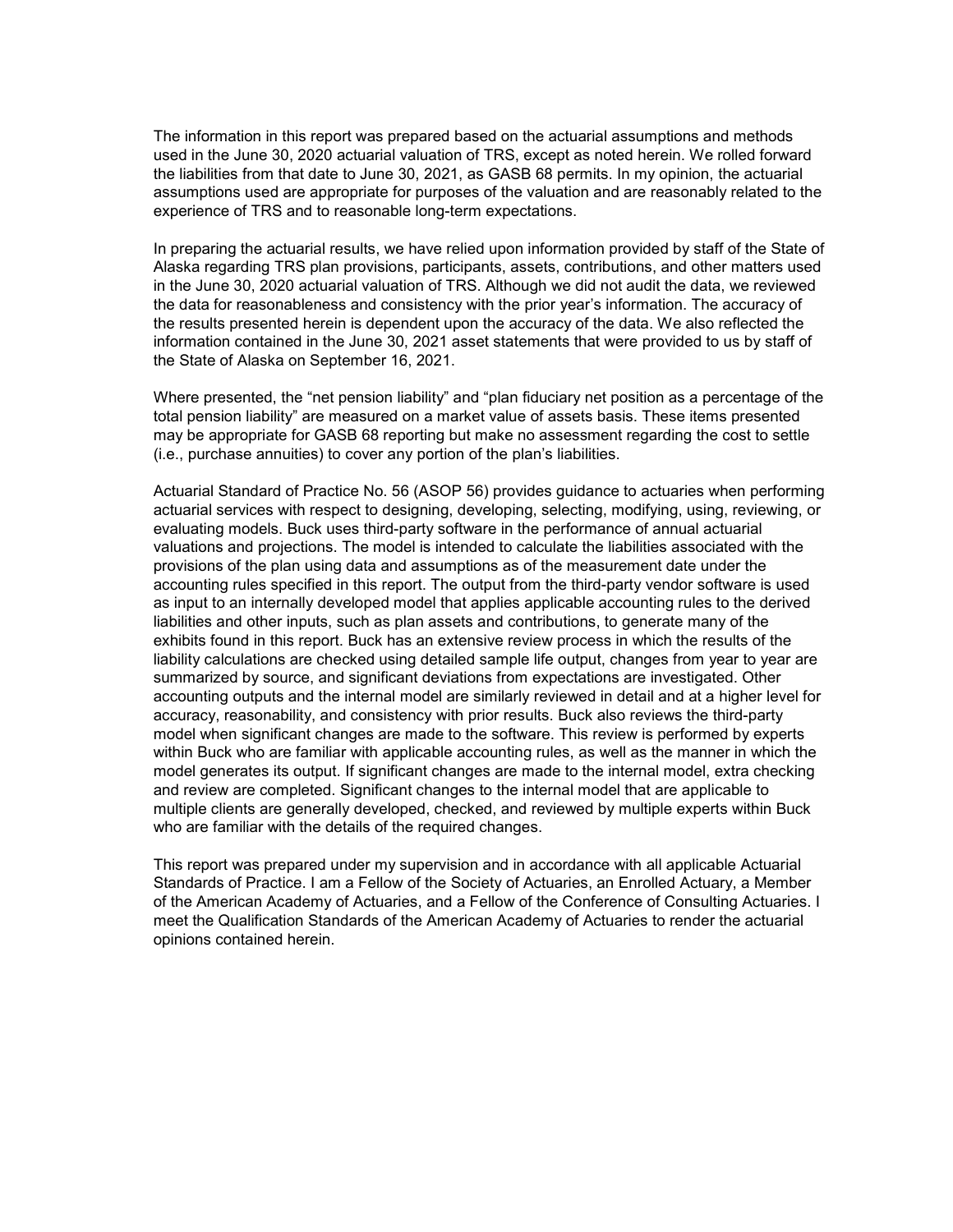The information in this report was prepared based on the actuarial assumptions and methods used in the June 30, 2020 actuarial valuation of TRS, except as noted herein. We rolled forward the liabilities from that date to June 30, 2021, as GASB 68 permits. In my opinion, the actuarial assumptions used are appropriate for purposes of the valuation and are reasonably related to the experience of TRS and to reasonable long-term expectations.

In preparing the actuarial results, we have relied upon information provided by staff of the State of Alaska regarding TRS plan provisions, participants, assets, contributions, and other matters used in the June 30, 2020 actuarial valuation of TRS. Although we did not audit the data, we reviewed the data for reasonableness and consistency with the prior year's information. The accuracy of the results presented herein is dependent upon the accuracy of the data. We also reflected the information contained in the June 30, 2021 asset statements that were provided to us by staff of the State of Alaska on September 16, 2021.

Where presented, the "net pension liability" and "plan fiduciary net position as a percentage of the total pension liability" are measured on a market value of assets basis. These items presented may be appropriate for GASB 68 reporting but make no assessment regarding the cost to settle (i.e., purchase annuities) to cover any portion of the plan's liabilities.

Actuarial Standard of Practice No. 56 (ASOP 56) provides guidance to actuaries when performing actuarial services with respect to designing, developing, selecting, modifying, using, reviewing, or evaluating models. Buck uses third-party software in the performance of annual actuarial valuations and projections. The model is intended to calculate the liabilities associated with the provisions of the plan using data and assumptions as of the measurement date under the accounting rules specified in this report. The output from the third-party vendor software is used as input to an internally developed model that applies applicable accounting rules to the derived liabilities and other inputs, such as plan assets and contributions, to generate many of the exhibits found in this report. Buck has an extensive review process in which the results of the liability calculations are checked using detailed sample life output, changes from year to year are summarized by source, and significant deviations from expectations are investigated. Other accounting outputs and the internal model are similarly reviewed in detail and at a higher level for accuracy, reasonability, and consistency with prior results. Buck also reviews the third-party model when significant changes are made to the software. This review is performed by experts within Buck who are familiar with applicable accounting rules, as well as the manner in which the model generates its output. If significant changes are made to the internal model, extra checking and review are completed. Significant changes to the internal model that are applicable to multiple clients are generally developed, checked, and reviewed by multiple experts within Buck who are familiar with the details of the required changes.

This report was prepared under my supervision and in accordance with all applicable Actuarial Standards of Practice. I am a Fellow of the Society of Actuaries, an Enrolled Actuary, a Member of the American Academy of Actuaries, and a Fellow of the Conference of Consulting Actuaries. I meet the Qualification Standards of the American Academy of Actuaries to render the actuarial opinions contained herein.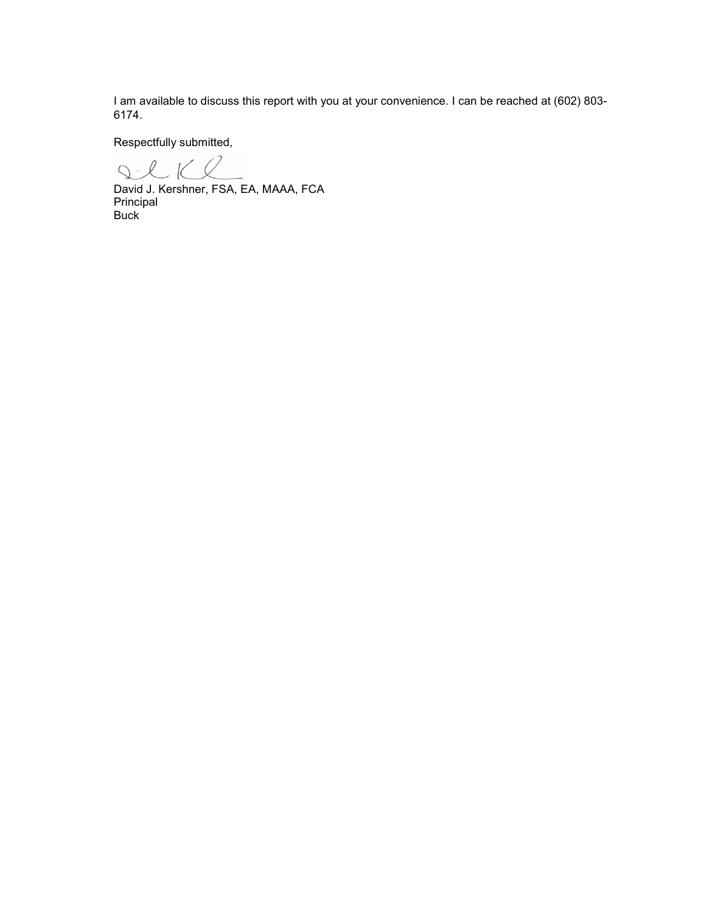I am available to discuss this report with you at your convenience. I can be reached at (602) 803-6174.

Respectfully submitted,

David J. Kershner, FSA, EA, MAAA, FCA
Principal
Buck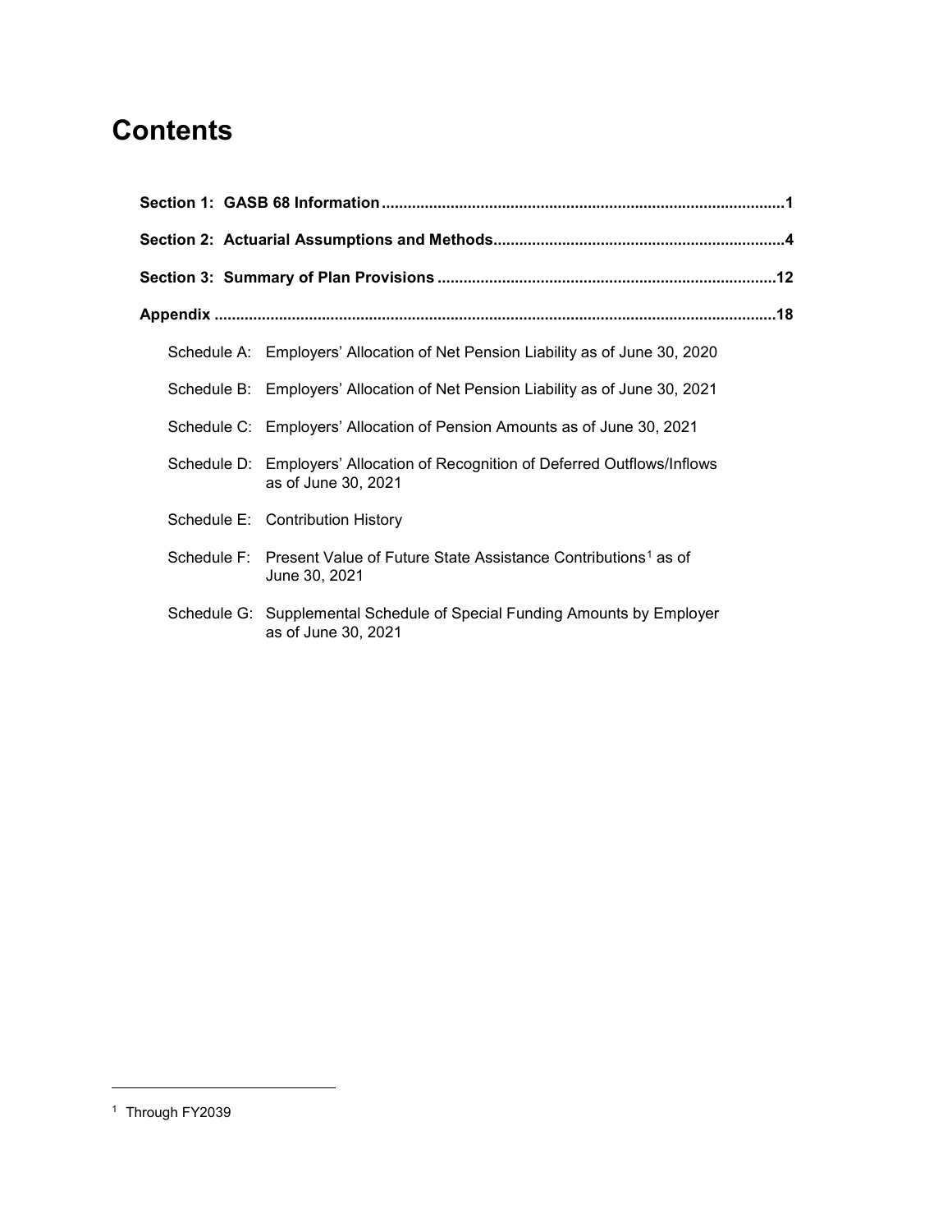# Contents

**Section 1: GASB 68 Information** ........................................................................................1

**Section 2: Actuarial Assumptions and Methods** ..............................................................4

**Section 3: Summary of Plan Provisions** .........................................................................12

**Appendix** ............................................................................................................................18

- Schedule A: Employers' Allocation of Net Pension Liability as of June 30, 2020
- Schedule B: Employers' Allocation of Net Pension Liability as of June 30, 2021
- Schedule C: Employers' Allocation of Pension Amounts as of June 30, 2021
- Schedule D: Employers' Allocation of Recognition of Deferred Outflows/Inflows as of June 30, 2021
- Schedule E: Contribution History
- Schedule F: Present Value of Future State Assistance Contributions[1] as of June 30, 2021
- Schedule G: Supplemental Schedule of Special Funding Amounts by Employer as of June 30, 2021

[1] Through FY2039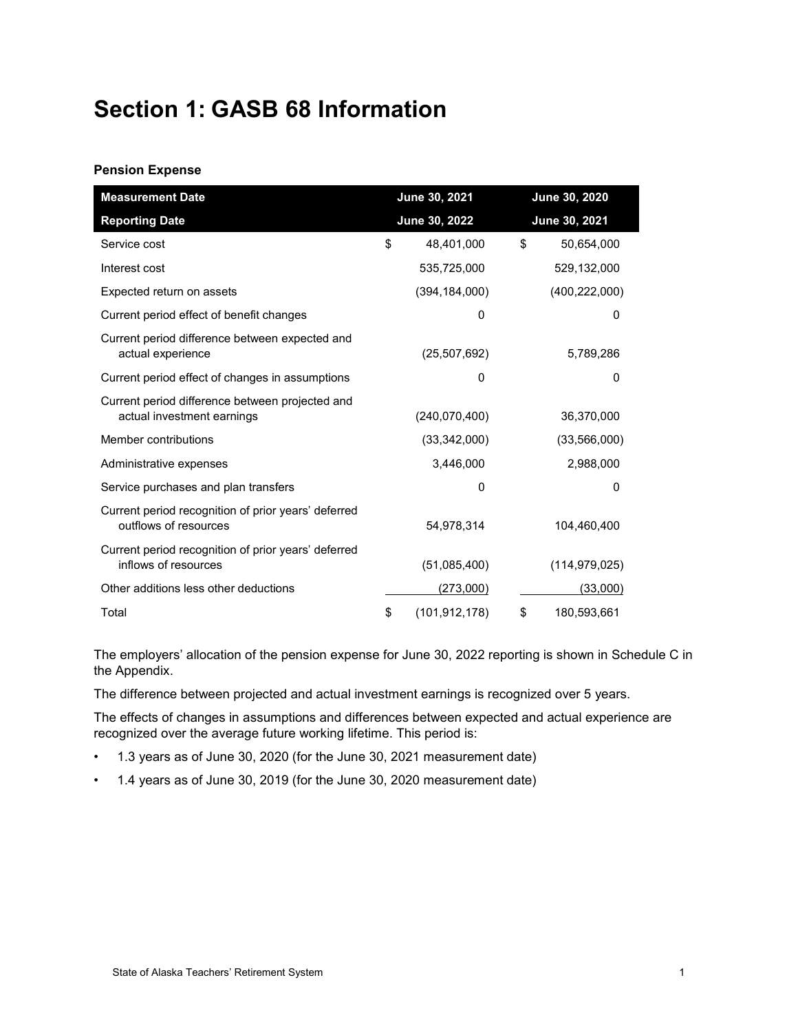# Section 1: GASB 68 Information

### Pension Expense

| Measurement Date | June 30, 2021 | June 30, 2020 |
|---|---|---|
| **Reporting Date** | **June 30, 2022** | **June 30, 2021** |
| Service cost | $ 48,401,000 | $ 50,654,000 |
| Interest cost | 535,725,000 | 529,132,000 |
| Expected return on assets | (394,184,000) | (400,222,000) |
| Current period effect of benefit changes | 0 | 0 |
| Current period difference between expected and actual experience | (25,507,692) | 5,789,286 |
| Current period effect of changes in assumptions | 0 | 0 |
| Current period difference between projected and actual investment earnings | (240,070,400) | 36,370,000 |
| Member contributions | (33,342,000) | (33,566,000) |
| Administrative expenses | 3,446,000 | 2,988,000 |
| Service purchases and plan transfers | 0 | 0 |
| Current period recognition of prior years' deferred outflows of resources | 54,978,314 | 104,460,400 |
| Current period recognition of prior years' deferred inflows of resources | (51,085,400) | (114,979,025) |
| Other additions less other deductions | (273,000) | (33,000) |
| Total | $ (101,912,178) | $ 180,593,661 |

The employers' allocation of the pension expense for June 30, 2022 reporting is shown in Schedule C in the Appendix.

The difference between projected and actual investment earnings is recognized over 5 years.

The effects of changes in assumptions and differences between expected and actual experience are recognized over the average future working lifetime. This period is:

- 1.3 years as of June 30, 2020 (for the June 30, 2021 measurement date)
- 1.4 years as of June 30, 2019 (for the June 30, 2020 measurement date)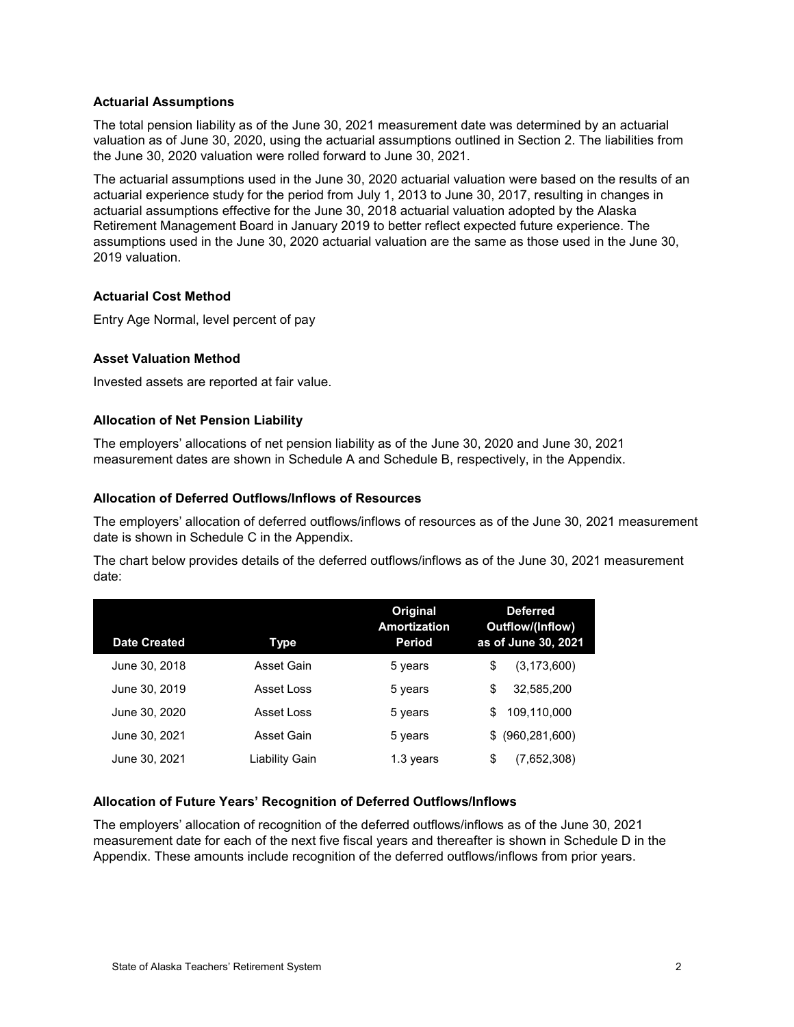### Actuarial Assumptions

The total pension liability as of the June 30, 2021 measurement date was determined by an actuarial valuation as of June 30, 2020, using the actuarial assumptions outlined in Section 2. The liabilities from the June 30, 2020 valuation were rolled forward to June 30, 2021.

The actuarial assumptions used in the June 30, 2020 actuarial valuation were based on the results of an actuarial experience study for the period from July 1, 2013 to June 30, 2017, resulting in changes in actuarial assumptions effective for the June 30, 2018 actuarial valuation adopted by the Alaska Retirement Management Board in January 2019 to better reflect expected future experience. The assumptions used in the June 30, 2020 actuarial valuation are the same as those used in the June 30, 2019 valuation.

### Actuarial Cost Method

Entry Age Normal, level percent of pay

### Asset Valuation Method

Invested assets are reported at fair value.

### Allocation of Net Pension Liability

The employers' allocations of net pension liability as of the June 30, 2020 and June 30, 2021 measurement dates are shown in Schedule A and Schedule B, respectively, in the Appendix.

### Allocation of Deferred Outflows/Inflows of Resources

The employers' allocation of deferred outflows/inflows of resources as of the June 30, 2021 measurement date is shown in Schedule C in the Appendix.

The chart below provides details of the deferred outflows/inflows as of the June 30, 2021 measurement date:

| Date Created | Type | Original Amortization Period | Deferred Outflow/(Inflow) as of June 30, 2021 |
|---|---|---|---|
| June 30, 2018 | Asset Gain | 5 years | $ (3,173,600) |
| June 30, 2019 | Asset Loss | 5 years | $ 32,585,200 |
| June 30, 2020 | Asset Loss | 5 years | $ 109,110,000 |
| June 30, 2021 | Asset Gain | 5 years | $ (960,281,600) |
| June 30, 2021 | Liability Gain | 1.3 years | $ (7,652,308) |

### Allocation of Future Years' Recognition of Deferred Outflows/Inflows

The employers' allocation of recognition of the deferred outflows/inflows as of the June 30, 2021 measurement date for each of the next five fiscal years and thereafter is shown in Schedule D in the Appendix. These amounts include recognition of the deferred outflows/inflows from prior years.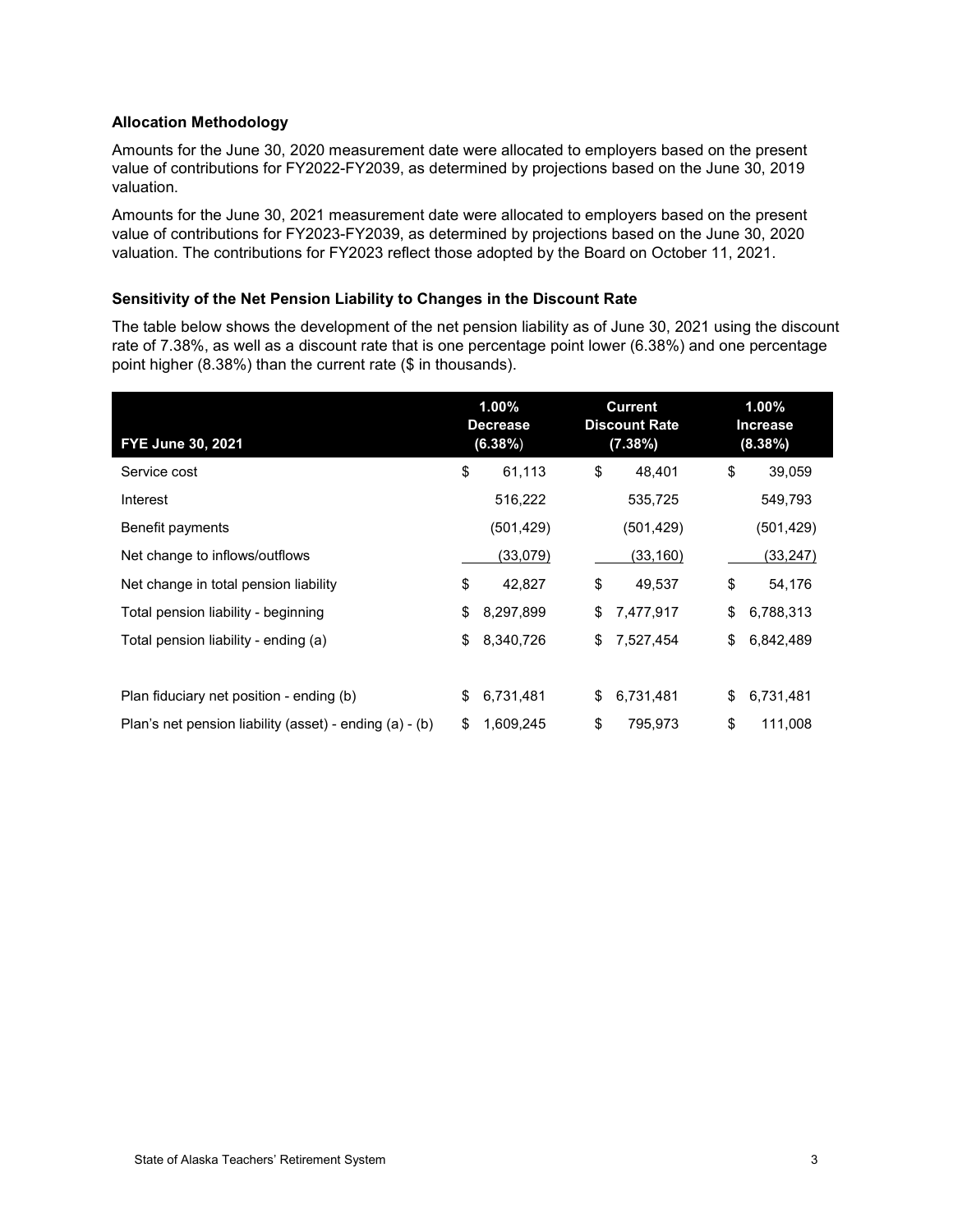### Allocation Methodology

Amounts for the June 30, 2020 measurement date were allocated to employers based on the present value of contributions for FY2022-FY2039, as determined by projections based on the June 30, 2019 valuation.

Amounts for the June 30, 2021 measurement date were allocated to employers based on the present value of contributions for FY2023-FY2039, as determined by projections based on the June 30, 2020 valuation. The contributions for FY2023 reflect those adopted by the Board on October 11, 2021.

### Sensitivity of the Net Pension Liability to Changes in the Discount Rate

The table below shows the development of the net pension liability as of June 30, 2021 using the discount rate of 7.38%, as well as a discount rate that is one percentage point lower (6.38%) and one percentage point higher (8.38%) than the current rate ($ in thousands).

| FYE June 30, 2021 | 1.00% Decrease (6.38%) | Current Discount Rate (7.38%) | 1.00% Increase (8.38%) |
|---|---|---|---|
| Service cost | $ 61,113 | $ 48,401 | $ 39,059 |
| Interest | 516,222 | 535,725 | 549,793 |
| Benefit payments | (501,429) | (501,429) | (501,429) |
| Net change to inflows/outflows | (33,079) | (33,160) | (33,247) |
| Net change in total pension liability | $ 42,827 | $ 49,537 | $ 54,176 |
| Total pension liability - beginning | $ 8,297,899 | $ 7,477,917 | $ 6,788,313 |
| Total pension liability - ending (a) | $ 8,340,726 | $ 7,527,454 | $ 6,842,489 |
| | | | |
| Plan fiduciary net position - ending (b) | $ 6,731,481 | $ 6,731,481 | $ 6,731,481 |
| Plan's net pension liability (asset) - ending (a) - (b) | $ 1,609,245 | $ 795,973 | $ 111,008 |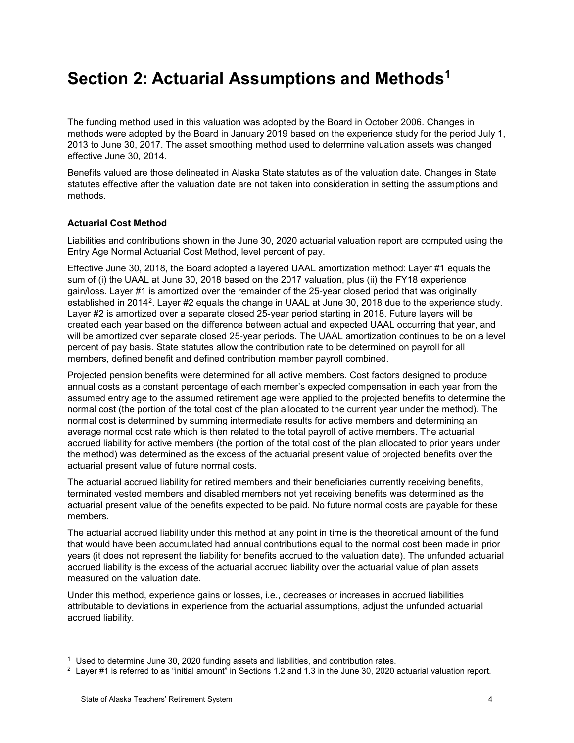# Section 2: Actuarial Assumptions and Methods[1]

The funding method used in this valuation was adopted by the Board in October 2006. Changes in methods were adopted by the Board in January 2019 based on the experience study for the period July 1, 2013 to June 30, 2017. The asset smoothing method used to determine valuation assets was changed effective June 30, 2014.

Benefits valued are those delineated in Alaska State statutes as of the valuation date. Changes in State statutes effective after the valuation date are not taken into consideration in setting the assumptions and methods.

### Actuarial Cost Method

Liabilities and contributions shown in the June 30, 2020 actuarial valuation report are computed using the Entry Age Normal Actuarial Cost Method, level percent of pay.

Effective June 30, 2018, the Board adopted a layered UAAL amortization method: Layer #1 equals the sum of (i) the UAAL at June 30, 2018 based on the 2017 valuation, plus (ii) the FY18 experience gain/loss. Layer #1 is amortized over the remainder of the 25-year closed period that was originally established in 2014[2]. Layer #2 equals the change in UAAL at June 30, 2018 due to the experience study. Layer #2 is amortized over a separate closed 25-year period starting in 2018. Future layers will be created each year based on the difference between actual and expected UAAL occurring that year, and will be amortized over separate closed 25-year periods. The UAAL amortization continues to be on a level percent of pay basis. State statutes allow the contribution rate to be determined on payroll for all members, defined benefit and defined contribution member payroll combined.

Projected pension benefits were determined for all active members. Cost factors designed to produce annual costs as a constant percentage of each member's expected compensation in each year from the assumed entry age to the assumed retirement age were applied to the projected benefits to determine the normal cost (the portion of the total cost of the plan allocated to the current year under the method). The normal cost is determined by summing intermediate results for active members and determining an average normal cost rate which is then related to the total payroll of active members. The actuarial accrued liability for active members (the portion of the total cost of the plan allocated to prior years under the method) was determined as the excess of the actuarial present value of projected benefits over the actuarial present value of future normal costs.

The actuarial accrued liability for retired members and their beneficiaries currently receiving benefits, terminated vested members and disabled members not yet receiving benefits was determined as the actuarial present value of the benefits expected to be paid. No future normal costs are payable for these members.

The actuarial accrued liability under this method at any point in time is the theoretical amount of the fund that would have been accumulated had annual contributions equal to the normal cost been made in prior years (it does not represent the liability for benefits accrued to the valuation date). The unfunded actuarial accrued liability is the excess of the actuarial accrued liability over the actuarial value of plan assets measured on the valuation date.

Under this method, experience gains or losses, i.e., decreases or increases in accrued liabilities attributable to deviations in experience from the actuarial assumptions, adjust the unfunded actuarial accrued liability.

---

[1] Used to determine June 30, 2020 funding assets and liabilities, and contribution rates.

[2] Layer #1 is referred to as "initial amount" in Sections 1.2 and 1.3 in the June 30, 2020 actuarial valuation report.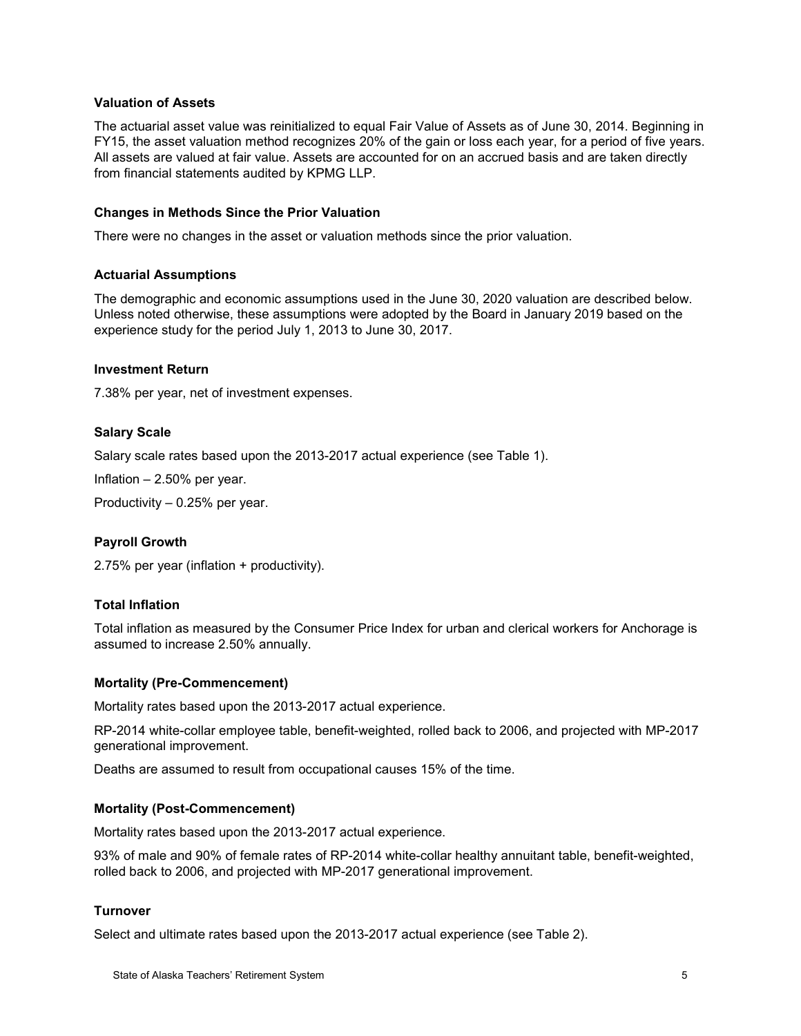### Valuation of Assets

The actuarial asset value was reinitialized to equal Fair Value of Assets as of June 30, 2014. Beginning in FY15, the asset valuation method recognizes 20% of the gain or loss each year, for a period of five years. All assets are valued at fair value. Assets are accounted for on an accrued basis and are taken directly from financial statements audited by KPMG LLP.

### Changes in Methods Since the Prior Valuation

There were no changes in the asset or valuation methods since the prior valuation.

### Actuarial Assumptions

The demographic and economic assumptions used in the June 30, 2020 valuation are described below. Unless noted otherwise, these assumptions were adopted by the Board in January 2019 based on the experience study for the period July 1, 2013 to June 30, 2017.

### Investment Return

7.38% per year, net of investment expenses.

### Salary Scale

Salary scale rates based upon the 2013-2017 actual experience (see Table 1).

Inflation – 2.50% per year.

Productivity – 0.25% per year.

### Payroll Growth

2.75% per year (inflation + productivity).

### Total Inflation

Total inflation as measured by the Consumer Price Index for urban and clerical workers for Anchorage is assumed to increase 2.50% annually.

### Mortality (Pre-Commencement)

Mortality rates based upon the 2013-2017 actual experience.

RP-2014 white-collar employee table, benefit-weighted, rolled back to 2006, and projected with MP-2017 generational improvement.

Deaths are assumed to result from occupational causes 15% of the time.

### Mortality (Post-Commencement)

Mortality rates based upon the 2013-2017 actual experience.

93% of male and 90% of female rates of RP-2014 white-collar healthy annuitant table, benefit-weighted, rolled back to 2006, and projected with MP-2017 generational improvement.

### Turnover

Select and ultimate rates based upon the 2013-2017 actual experience (see Table 2).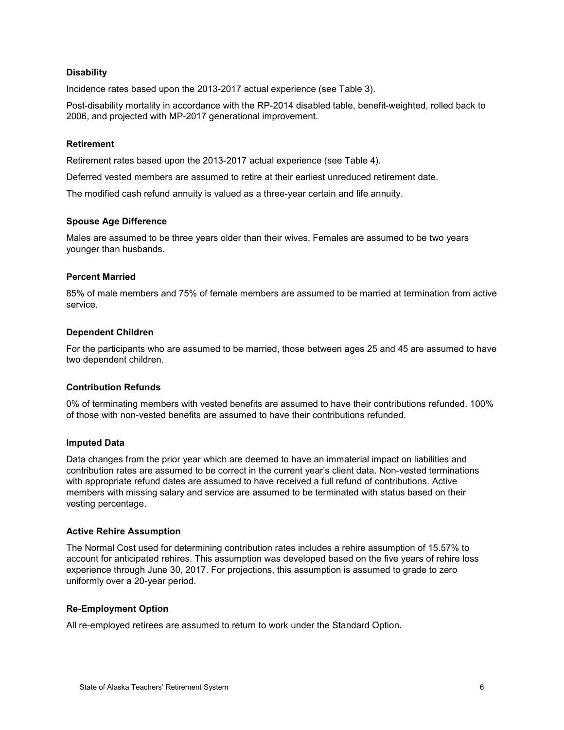### Disability

Incidence rates based upon the 2013-2017 actual experience (see Table 3).

Post-disability mortality in accordance with the RP-2014 disabled table, benefit-weighted, rolled back to 2006, and projected with MP-2017 generational improvement.

### Retirement

Retirement rates based upon the 2013-2017 actual experience (see Table 4).

Deferred vested members are assumed to retire at their earliest unreduced retirement date.

The modified cash refund annuity is valued as a three-year certain and life annuity.

### Spouse Age Difference

Males are assumed to be three years older than their wives. Females are assumed to be two years younger than husbands.

### Percent Married

85% of male members and 75% of female members are assumed to be married at termination from active service.

### Dependent Children

For the participants who are assumed to be married, those between ages 25 and 45 are assumed to have two dependent children.

### Contribution Refunds

0% of terminating members with vested benefits are assumed to have their contributions refunded. 100% of those with non-vested benefits are assumed to have their contributions refunded.

### Imputed Data

Data changes from the prior year which are deemed to have an immaterial impact on liabilities and contribution rates are assumed to be correct in the current year's client data. Non-vested terminations with appropriate refund dates are assumed to have received a full refund of contributions. Active members with missing salary and service are assumed to be terminated with status based on their vesting percentage.

### Active Rehire Assumption

The Normal Cost used for determining contribution rates includes a rehire assumption of 15.57% to account for anticipated rehires. This assumption was developed based on the five years of rehire loss experience through June 30, 2017. For projections, this assumption is assumed to grade to zero uniformly over a 20-year period.

### Re-Employment Option

All re-employed retirees are assumed to return to work under the Standard Option.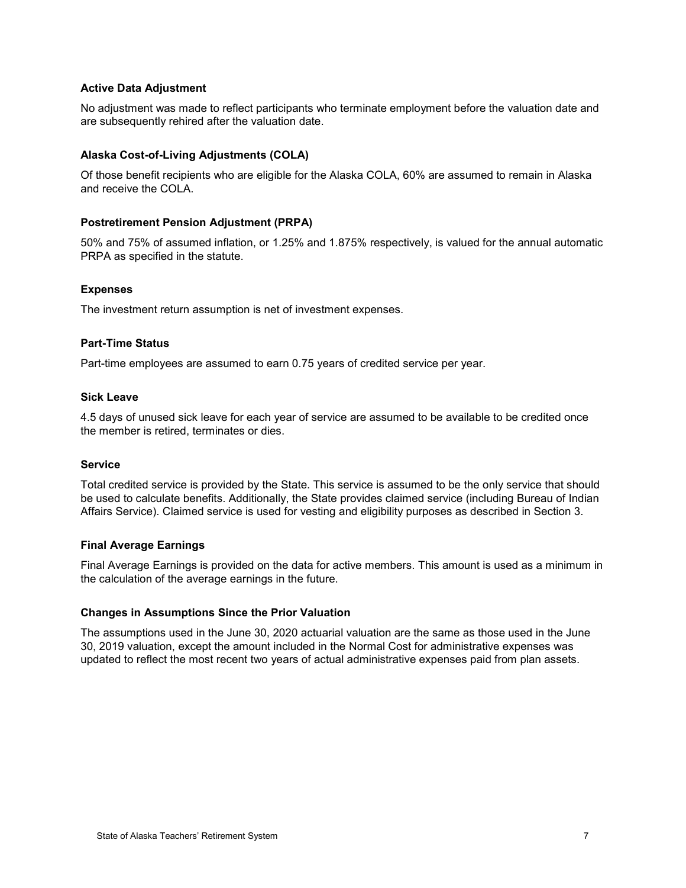### Active Data Adjustment

No adjustment was made to reflect participants who terminate employment before the valuation date and are subsequently rehired after the valuation date.

### Alaska Cost-of-Living Adjustments (COLA)

Of those benefit recipients who are eligible for the Alaska COLA, 60% are assumed to remain in Alaska and receive the COLA.

### Postretirement Pension Adjustment (PRPA)

50% and 75% of assumed inflation, or 1.25% and 1.875% respectively, is valued for the annual automatic PRPA as specified in the statute.

### Expenses

The investment return assumption is net of investment expenses.

### Part-Time Status

Part-time employees are assumed to earn 0.75 years of credited service per year.

### Sick Leave

4.5 days of unused sick leave for each year of service are assumed to be available to be credited once the member is retired, terminates or dies.

### Service

Total credited service is provided by the State. This service is assumed to be the only service that should be used to calculate benefits. Additionally, the State provides claimed service (including Bureau of Indian Affairs Service). Claimed service is used for vesting and eligibility purposes as described in Section 3.

### Final Average Earnings

Final Average Earnings is provided on the data for active members. This amount is used as a minimum in the calculation of the average earnings in the future.

### Changes in Assumptions Since the Prior Valuation

The assumptions used in the June 30, 2020 actuarial valuation are the same as those used in the June 30, 2019 valuation, except the amount included in the Normal Cost for administrative expenses was updated to reflect the most recent two years of actual administrative expenses paid from plan assets.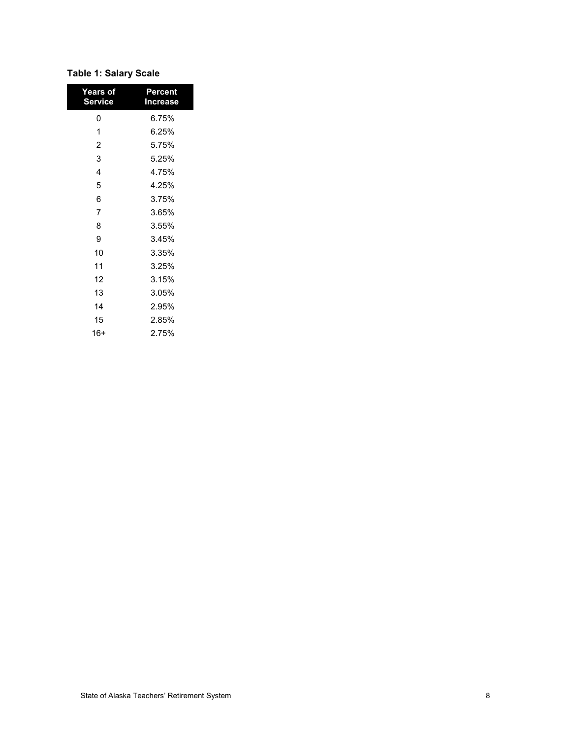**Table 1: Salary Scale**

| Years of Service | Percent Increase |
|---|---|
| 0 | 6.75% |
| 1 | 6.25% |
| 2 | 5.75% |
| 3 | 5.25% |
| 4 | 4.75% |
| 5 | 4.25% |
| 6 | 3.75% |
| 7 | 3.65% |
| 8 | 3.55% |
| 9 | 3.45% |
| 10 | 3.35% |
| 11 | 3.25% |
| 12 | 3.15% |
| 13 | 3.05% |
| 14 | 2.95% |
| 15 | 2.85% |
| 16+ | 2.75% |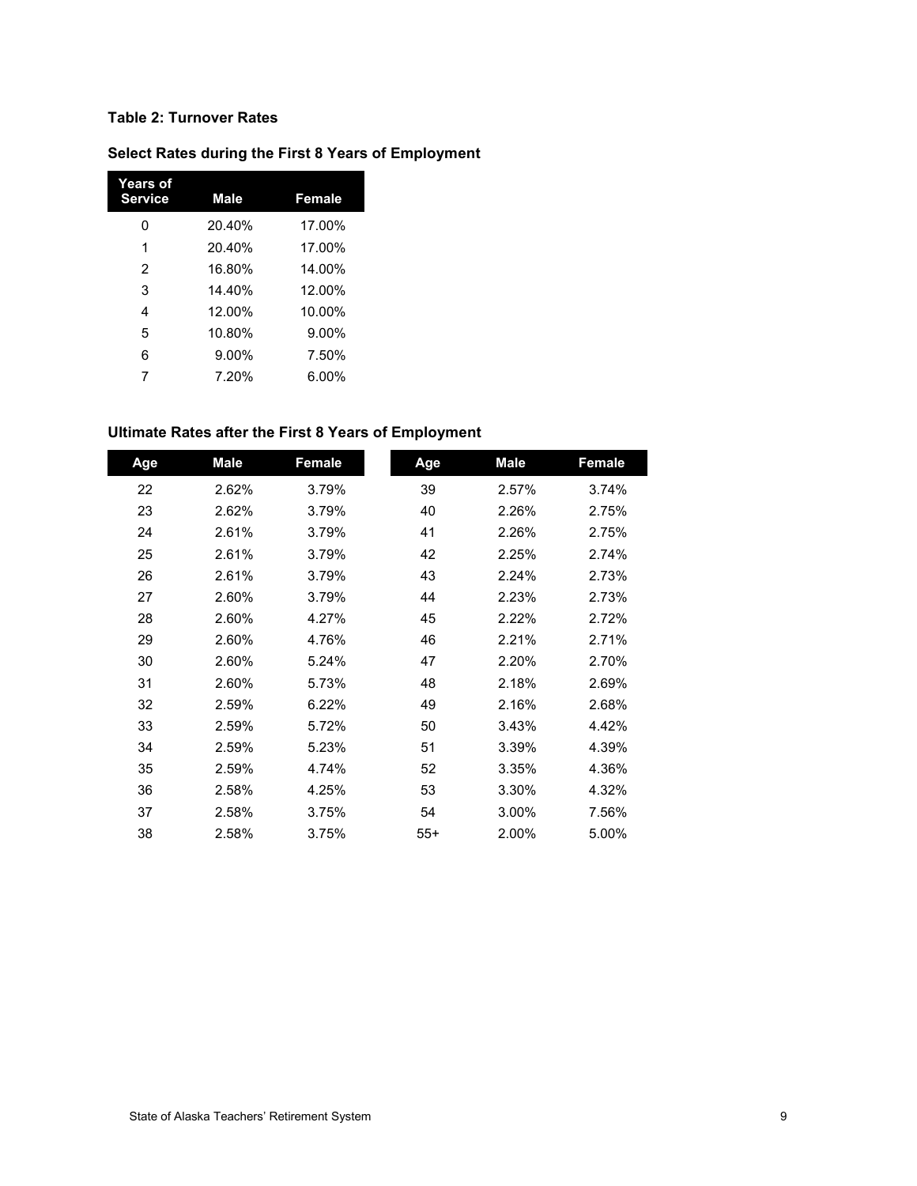**Table 2: Turnover Rates**

**Select Rates during the First 8 Years of Employment**

| Years of Service | Male | Female |
|---|---|---|
| 0 | 20.40% | 17.00% |
| 1 | 20.40% | 17.00% |
| 2 | 16.80% | 14.00% |
| 3 | 14.40% | 12.00% |
| 4 | 12.00% | 10.00% |
| 5 | 10.80% | 9.00% |
| 6 | 9.00% | 7.50% |
| 7 | 7.20% | 6.00% |

**Ultimate Rates after the First 8 Years of Employment**

| Age | Male | Female | Age | Male | Female |
|---|---|---|---|---|---|
| 22 | 2.62% | 3.79% | 39 | 2.57% | 3.74% |
| 23 | 2.62% | 3.79% | 40 | 2.26% | 2.75% |
| 24 | 2.61% | 3.79% | 41 | 2.26% | 2.75% |
| 25 | 2.61% | 3.79% | 42 | 2.25% | 2.74% |
| 26 | 2.61% | 3.79% | 43 | 2.24% | 2.73% |
| 27 | 2.60% | 3.79% | 44 | 2.23% | 2.73% |
| 28 | 2.60% | 4.27% | 45 | 2.22% | 2.72% |
| 29 | 2.60% | 4.76% | 46 | 2.21% | 2.71% |
| 30 | 2.60% | 5.24% | 47 | 2.20% | 2.70% |
| 31 | 2.60% | 5.73% | 48 | 2.18% | 2.69% |
| 32 | 2.59% | 6.22% | 49 | 2.16% | 2.68% |
| 33 | 2.59% | 5.72% | 50 | 3.43% | 4.42% |
| 34 | 2.59% | 5.23% | 51 | 3.39% | 4.39% |
| 35 | 2.59% | 4.74% | 52 | 3.35% | 4.36% |
| 36 | 2.58% | 4.25% | 53 | 3.30% | 4.32% |
| 37 | 2.58% | 3.75% | 54 | 3.00% | 7.56% |
| 38 | 2.58% | 3.75% | 55+ | 2.00% | 5.00% |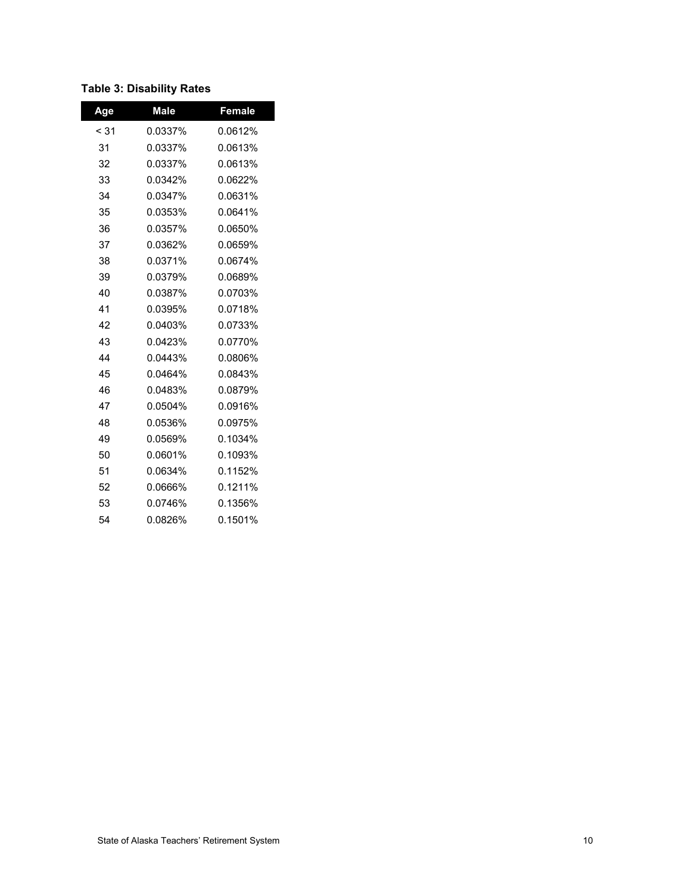**Table 3: Disability Rates**

| Age | Male | Female |
|---|---|---|
| < 31 | 0.0337% | 0.0612% |
| 31 | 0.0337% | 0.0613% |
| 32 | 0.0337% | 0.0613% |
| 33 | 0.0342% | 0.0622% |
| 34 | 0.0347% | 0.0631% |
| 35 | 0.0353% | 0.0641% |
| 36 | 0.0357% | 0.0650% |
| 37 | 0.0362% | 0.0659% |
| 38 | 0.0371% | 0.0674% |
| 39 | 0.0379% | 0.0689% |
| 40 | 0.0387% | 0.0703% |
| 41 | 0.0395% | 0.0718% |
| 42 | 0.0403% | 0.0733% |
| 43 | 0.0423% | 0.0770% |
| 44 | 0.0443% | 0.0806% |
| 45 | 0.0464% | 0.0843% |
| 46 | 0.0483% | 0.0879% |
| 47 | 0.0504% | 0.0916% |
| 48 | 0.0536% | 0.0975% |
| 49 | 0.0569% | 0.1034% |
| 50 | 0.0601% | 0.1093% |
| 51 | 0.0634% | 0.1152% |
| 52 | 0.0666% | 0.1211% |
| 53 | 0.0746% | 0.1356% |
| 54 | 0.0826% | 0.1501% |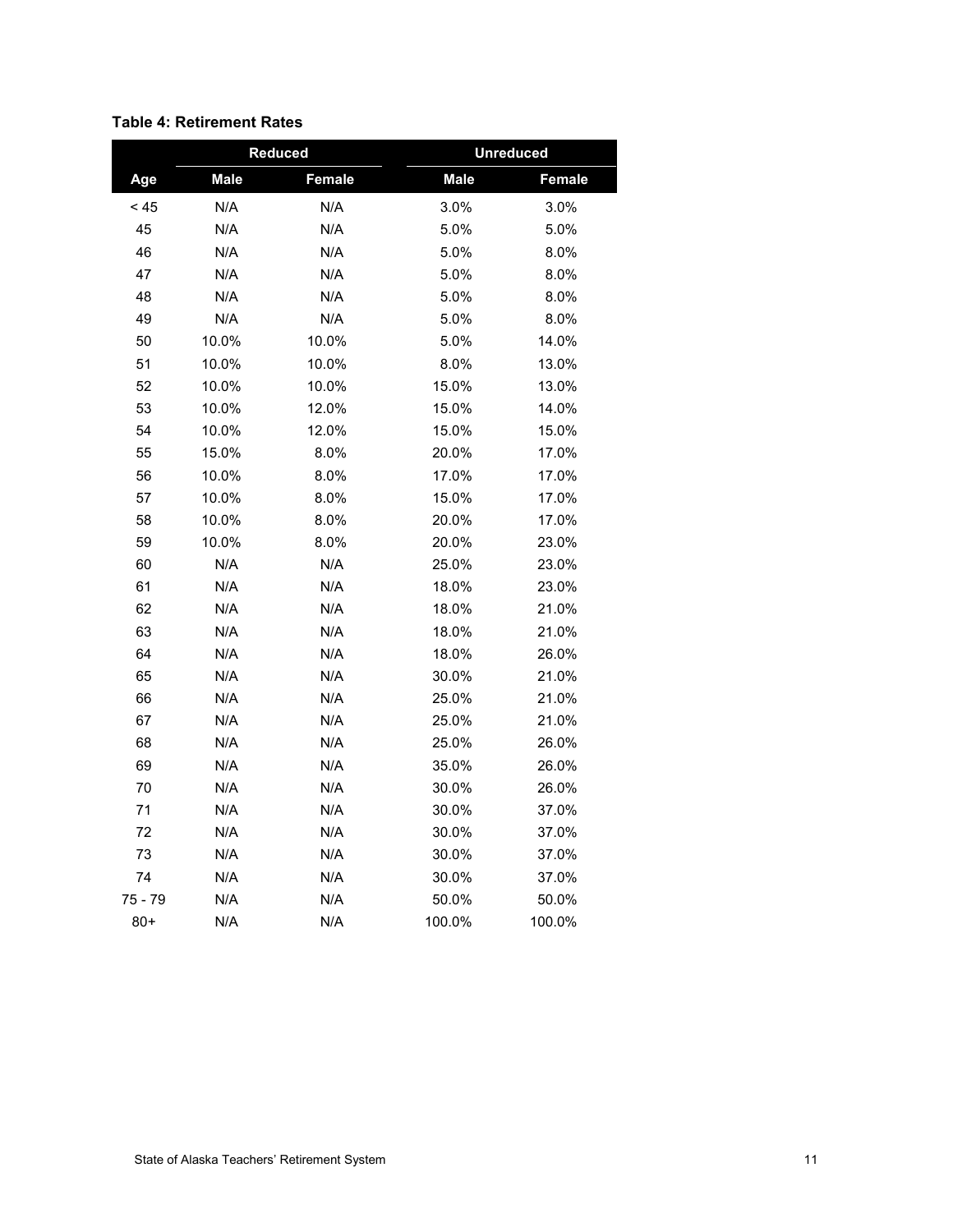**Table 4: Retirement Rates**

| | Reduced | | Unreduced | |
|---|---|---|---|---|
| Age | Male | Female | Male | Female |
| < 45 | N/A | N/A | 3.0% | 3.0% |
| 45 | N/A | N/A | 5.0% | 5.0% |
| 46 | N/A | N/A | 5.0% | 8.0% |
| 47 | N/A | N/A | 5.0% | 8.0% |
| 48 | N/A | N/A | 5.0% | 8.0% |
| 49 | N/A | N/A | 5.0% | 8.0% |
| 50 | 10.0% | 10.0% | 5.0% | 14.0% |
| 51 | 10.0% | 10.0% | 8.0% | 13.0% |
| 52 | 10.0% | 10.0% | 15.0% | 13.0% |
| 53 | 10.0% | 12.0% | 15.0% | 14.0% |
| 54 | 10.0% | 12.0% | 15.0% | 15.0% |
| 55 | 15.0% | 8.0% | 20.0% | 17.0% |
| 56 | 10.0% | 8.0% | 17.0% | 17.0% |
| 57 | 10.0% | 8.0% | 15.0% | 17.0% |
| 58 | 10.0% | 8.0% | 20.0% | 17.0% |
| 59 | 10.0% | 8.0% | 20.0% | 23.0% |
| 60 | N/A | N/A | 25.0% | 23.0% |
| 61 | N/A | N/A | 18.0% | 23.0% |
| 62 | N/A | N/A | 18.0% | 21.0% |
| 63 | N/A | N/A | 18.0% | 21.0% |
| 64 | N/A | N/A | 18.0% | 26.0% |
| 65 | N/A | N/A | 30.0% | 21.0% |
| 66 | N/A | N/A | 25.0% | 21.0% |
| 67 | N/A | N/A | 25.0% | 21.0% |
| 68 | N/A | N/A | 25.0% | 26.0% |
| 69 | N/A | N/A | 35.0% | 26.0% |
| 70 | N/A | N/A | 30.0% | 26.0% |
| 71 | N/A | N/A | 30.0% | 37.0% |
| 72 | N/A | N/A | 30.0% | 37.0% |
| 73 | N/A | N/A | 30.0% | 37.0% |
| 74 | N/A | N/A | 30.0% | 37.0% |
| 75 - 79 | N/A | N/A | 50.0% | 50.0% |
| 80+ | N/A | N/A | 100.0% | 100.0% |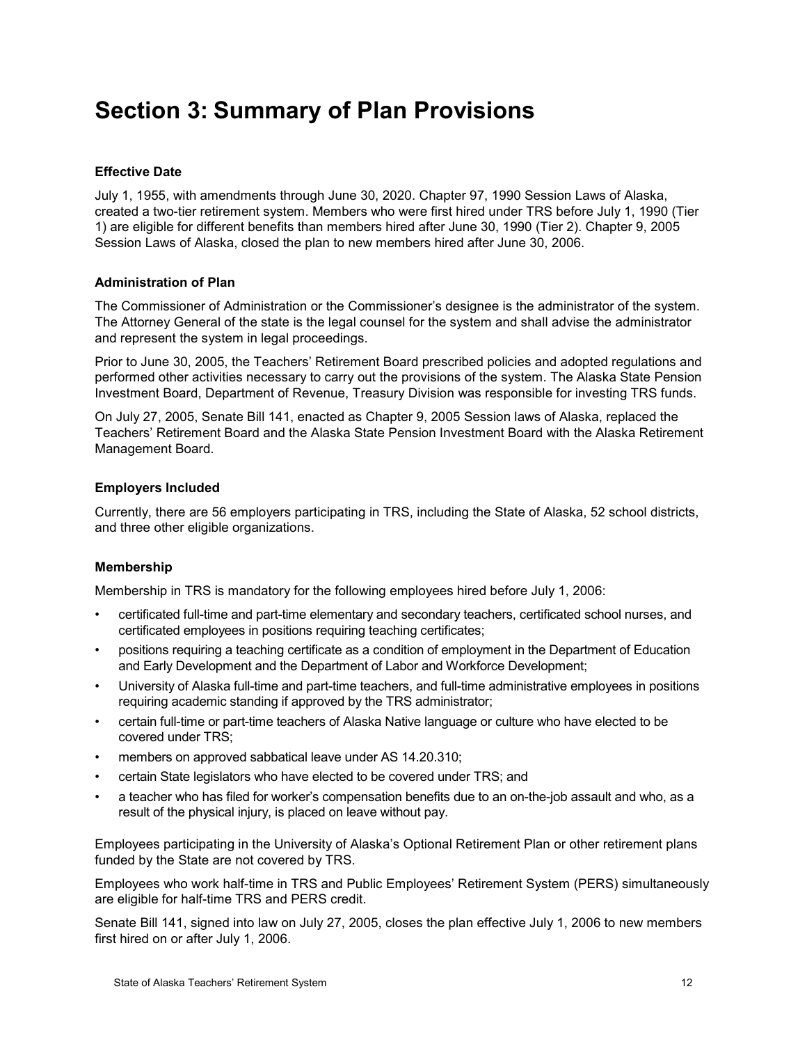# Section 3: Summary of Plan Provisions

**Effective Date**

July 1, 1955, with amendments through June 30, 2020. Chapter 97, 1990 Session Laws of Alaska, created a two-tier retirement system. Members who were first hired under TRS before July 1, 1990 (Tier 1) are eligible for different benefits than members hired after June 30, 1990 (Tier 2). Chapter 9, 2005 Session Laws of Alaska, closed the plan to new members hired after June 30, 2006.

**Administration of Plan**

The Commissioner of Administration or the Commissioner's designee is the administrator of the system. The Attorney General of the state is the legal counsel for the system and shall advise the administrator and represent the system in legal proceedings.

Prior to June 30, 2005, the Teachers' Retirement Board prescribed policies and adopted regulations and performed other activities necessary to carry out the provisions of the system. The Alaska State Pension Investment Board, Department of Revenue, Treasury Division was responsible for investing TRS funds.

On July 27, 2005, Senate Bill 141, enacted as Chapter 9, 2005 Session laws of Alaska, replaced the Teachers' Retirement Board and the Alaska State Pension Investment Board with the Alaska Retirement Management Board.

**Employers Included**

Currently, there are 56 employers participating in TRS, including the State of Alaska, 52 school districts, and three other eligible organizations.

**Membership**

Membership in TRS is mandatory for the following employees hired before July 1, 2006:

- certificated full-time and part-time elementary and secondary teachers, certificated school nurses, and certificated employees in positions requiring teaching certificates;
- positions requiring a teaching certificate as a condition of employment in the Department of Education and Early Development and the Department of Labor and Workforce Development;
- University of Alaska full-time and part-time teachers, and full-time administrative employees in positions requiring academic standing if approved by the TRS administrator;
- certain full-time or part-time teachers of Alaska Native language or culture who have elected to be covered under TRS;
- members on approved sabbatical leave under AS 14.20.310;
- certain State legislators who have elected to be covered under TRS; and
- a teacher who has filed for worker's compensation benefits due to an on-the-job assault and who, as a result of the physical injury, is placed on leave without pay.

Employees participating in the University of Alaska's Optional Retirement Plan or other retirement plans funded by the State are not covered by TRS.

Employees who work half-time in TRS and Public Employees' Retirement System (PERS) simultaneously are eligible for half-time TRS and PERS credit.

Senate Bill 141, signed into law on July 27, 2005, closes the plan effective July 1, 2006 to new members first hired on or after July 1, 2006.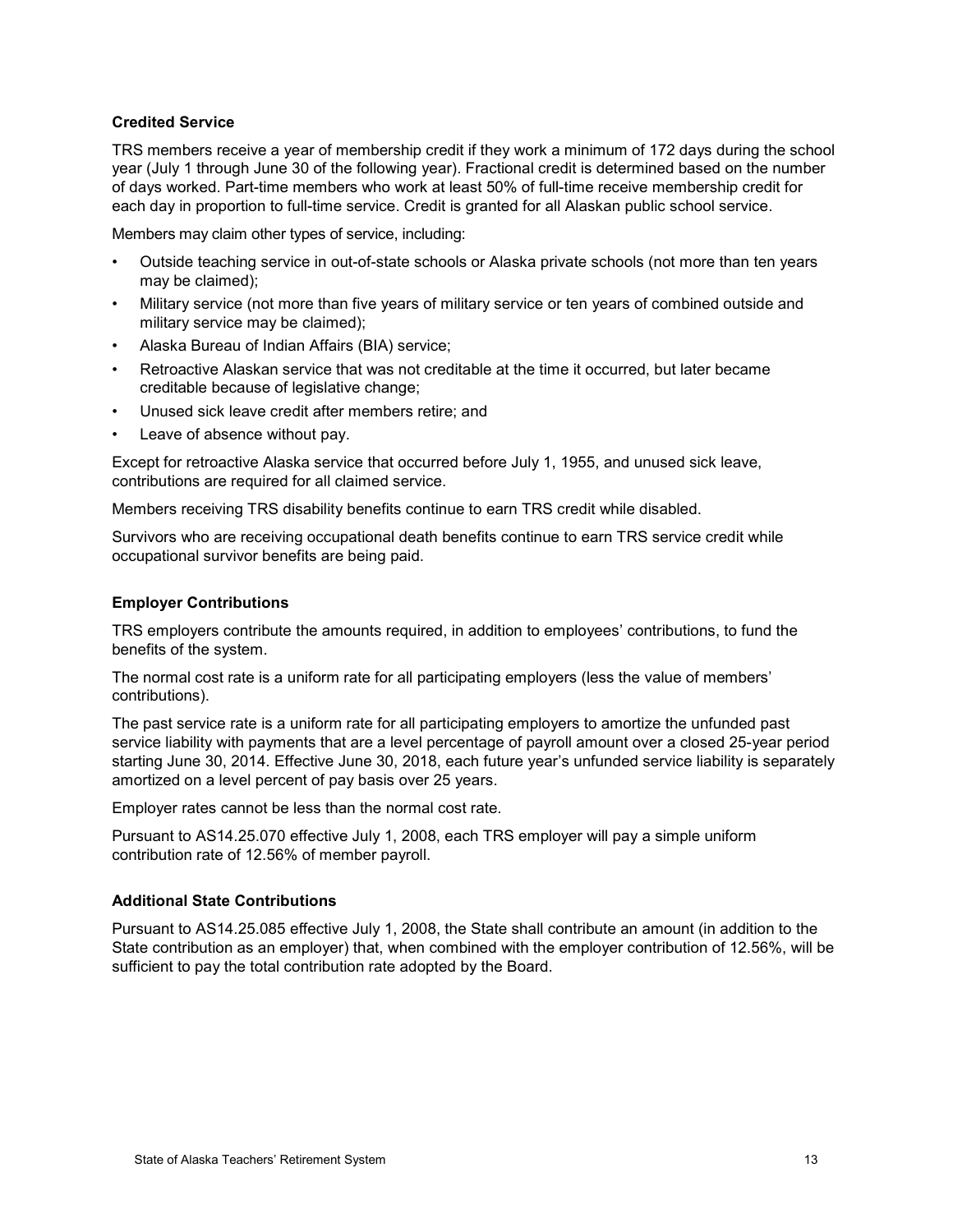### Credited Service

TRS members receive a year of membership credit if they work a minimum of 172 days during the school year (July 1 through June 30 of the following year). Fractional credit is determined based on the number of days worked. Part-time members who work at least 50% of full-time receive membership credit for each day in proportion to full-time service. Credit is granted for all Alaskan public school service.

Members may claim other types of service, including:

- Outside teaching service in out-of-state schools or Alaska private schools (not more than ten years may be claimed);
- Military service (not more than five years of military service or ten years of combined outside and military service may be claimed);
- Alaska Bureau of Indian Affairs (BIA) service;
- Retroactive Alaskan service that was not creditable at the time it occurred, but later became creditable because of legislative change;
- Unused sick leave credit after members retire; and
- Leave of absence without pay.

Except for retroactive Alaska service that occurred before July 1, 1955, and unused sick leave, contributions are required for all claimed service.

Members receiving TRS disability benefits continue to earn TRS credit while disabled.

Survivors who are receiving occupational death benefits continue to earn TRS service credit while occupational survivor benefits are being paid.

### Employer Contributions

TRS employers contribute the amounts required, in addition to employees' contributions, to fund the benefits of the system.

The normal cost rate is a uniform rate for all participating employers (less the value of members' contributions).

The past service rate is a uniform rate for all participating employers to amortize the unfunded past service liability with payments that are a level percentage of payroll amount over a closed 25-year period starting June 30, 2014. Effective June 30, 2018, each future year's unfunded service liability is separately amortized on a level percent of pay basis over 25 years.

Employer rates cannot be less than the normal cost rate.

Pursuant to AS14.25.070 effective July 1, 2008, each TRS employer will pay a simple uniform contribution rate of 12.56% of member payroll.

### Additional State Contributions

Pursuant to AS14.25.085 effective July 1, 2008, the State shall contribute an amount (in addition to the State contribution as an employer) that, when combined with the employer contribution of 12.56%, will be sufficient to pay the total contribution rate adopted by the Board.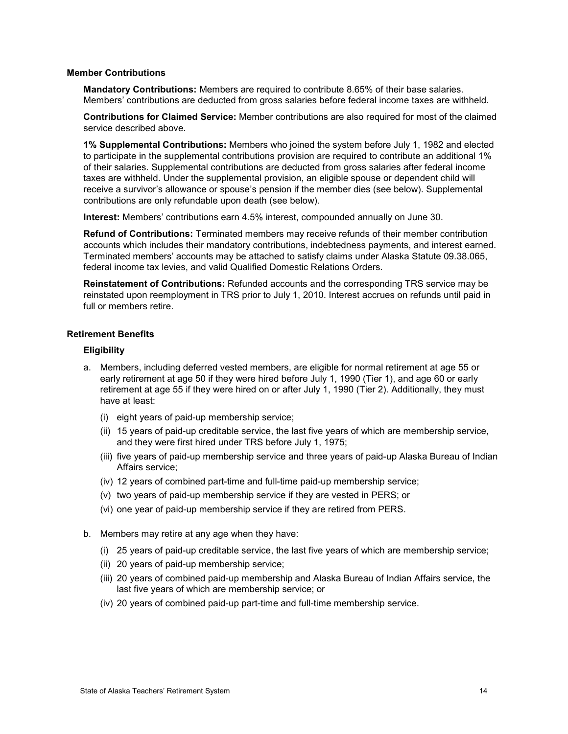## Member Contributions

**Mandatory Contributions:** Members are required to contribute 8.65% of their base salaries. Members' contributions are deducted from gross salaries before federal income taxes are withheld.

**Contributions for Claimed Service:** Member contributions are also required for most of the claimed service described above.

**1% Supplemental Contributions:** Members who joined the system before July 1, 1982 and elected to participate in the supplemental contributions provision are required to contribute an additional 1% of their salaries. Supplemental contributions are deducted from gross salaries after federal income taxes are withheld. Under the supplemental provision, an eligible spouse or dependent child will receive a survivor's allowance or spouse's pension if the member dies (see below). Supplemental contributions are only refundable upon death (see below).

**Interest:** Members' contributions earn 4.5% interest, compounded annually on June 30.

**Refund of Contributions:** Terminated members may receive refunds of their member contribution accounts which includes their mandatory contributions, indebtedness payments, and interest earned. Terminated members' accounts may be attached to satisfy claims under Alaska Statute 09.38.065, federal income tax levies, and valid Qualified Domestic Relations Orders.

**Reinstatement of Contributions:** Refunded accounts and the corresponding TRS service may be reinstated upon reemployment in TRS prior to July 1, 2010. Interest accrues on refunds until paid in full or members retire.

## Retirement Benefits

### Eligibility

a. Members, including deferred vested members, are eligible for normal retirement at age 55 or early retirement at age 50 if they were hired before July 1, 1990 (Tier 1), and age 60 or early retirement at age 55 if they were hired on or after July 1, 1990 (Tier 2). Additionally, they must have at least:

   (i) eight years of paid-up membership service;

   (ii) 15 years of paid-up creditable service, the last five years of which are membership service, and they were first hired under TRS before July 1, 1975;

   (iii) five years of paid-up membership service and three years of paid-up Alaska Bureau of Indian Affairs service;

   (iv) 12 years of combined part-time and full-time paid-up membership service;

   (v) two years of paid-up membership service if they are vested in PERS; or

   (vi) one year of paid-up membership service if they are retired from PERS.

b. Members may retire at any age when they have:

   (i) 25 years of paid-up creditable service, the last five years of which are membership service;

   (ii) 20 years of paid-up membership service;

   (iii) 20 years of combined paid-up membership and Alaska Bureau of Indian Affairs service, the last five years of which are membership service; or

   (iv) 20 years of combined paid-up part-time and full-time membership service.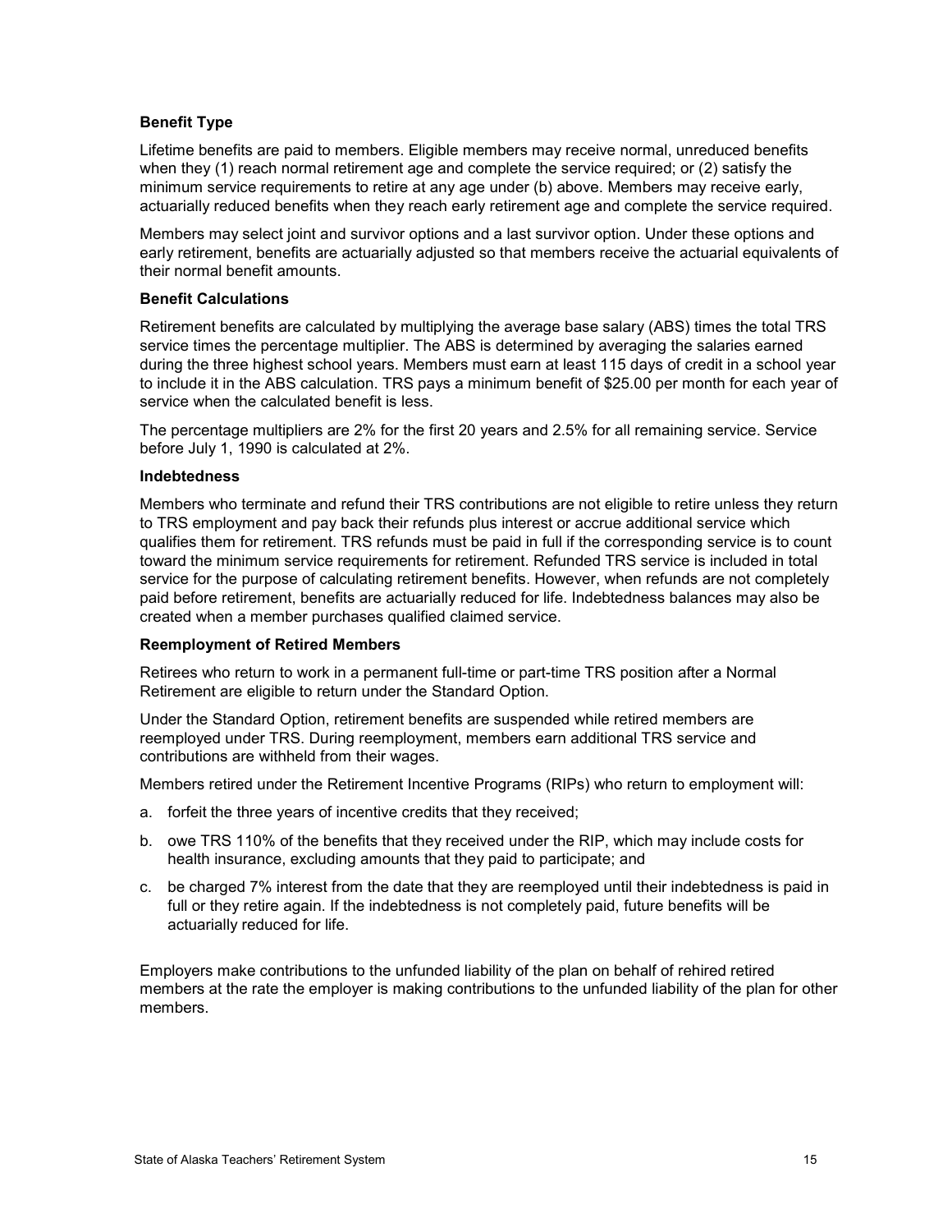**Benefit Type**

Lifetime benefits are paid to members. Eligible members may receive normal, unreduced benefits when they (1) reach normal retirement age and complete the service required; or (2) satisfy the minimum service requirements to retire at any age under (b) above. Members may receive early, actuarially reduced benefits when they reach early retirement age and complete the service required.

Members may select joint and survivor options and a last survivor option. Under these options and early retirement, benefits are actuarially adjusted so that members receive the actuarial equivalents of their normal benefit amounts.

**Benefit Calculations**

Retirement benefits are calculated by multiplying the average base salary (ABS) times the total TRS service times the percentage multiplier. The ABS is determined by averaging the salaries earned during the three highest school years. Members must earn at least 115 days of credit in a school year to include it in the ABS calculation. TRS pays a minimum benefit of $25.00 per month for each year of service when the calculated benefit is less.

The percentage multipliers are 2% for the first 20 years and 2.5% for all remaining service. Service before July 1, 1990 is calculated at 2%.

**Indebtedness**

Members who terminate and refund their TRS contributions are not eligible to retire unless they return to TRS employment and pay back their refunds plus interest or accrue additional service which qualifies them for retirement. TRS refunds must be paid in full if the corresponding service is to count toward the minimum service requirements for retirement. Refunded TRS service is included in total service for the purpose of calculating retirement benefits. However, when refunds are not completely paid before retirement, benefits are actuarially reduced for life. Indebtedness balances may also be created when a member purchases qualified claimed service.

**Reemployment of Retired Members**

Retirees who return to work in a permanent full-time or part-time TRS position after a Normal Retirement are eligible to return under the Standard Option.

Under the Standard Option, retirement benefits are suspended while retired members are reemployed under TRS. During reemployment, members earn additional TRS service and contributions are withheld from their wages.

Members retired under the Retirement Incentive Programs (RIPs) who return to employment will:

a. forfeit the three years of incentive credits that they received;
b. owe TRS 110% of the benefits that they received under the RIP, which may include costs for health insurance, excluding amounts that they paid to participate; and
c. be charged 7% interest from the date that they are reemployed until their indebtedness is paid in full or they retire again. If the indebtedness is not completely paid, future benefits will be actuarially reduced for life.

Employers make contributions to the unfunded liability of the plan on behalf of rehired retired members at the rate the employer is making contributions to the unfunded liability of the plan for other members.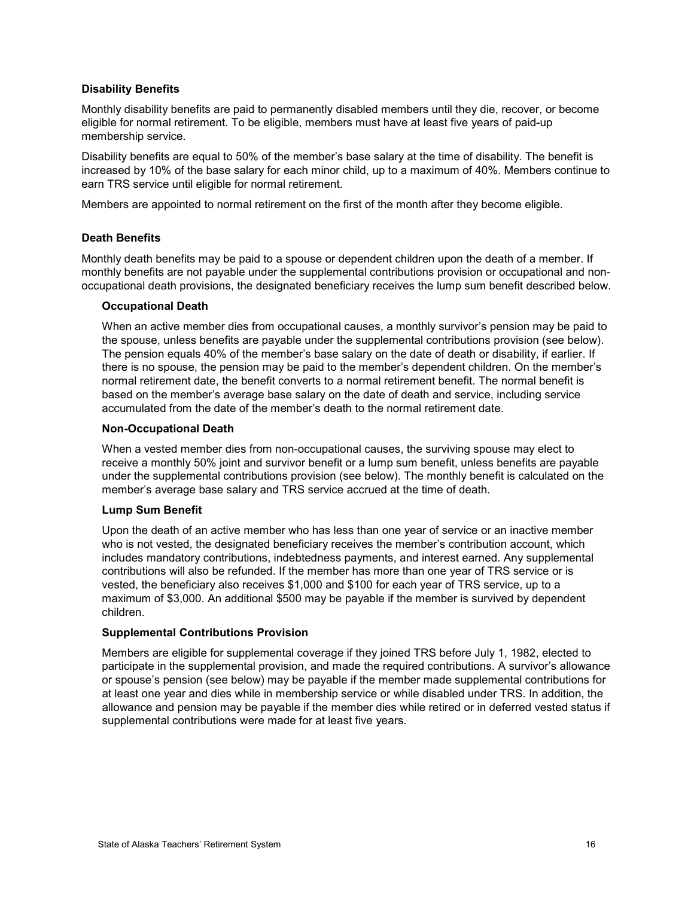### Disability Benefits

Monthly disability benefits are paid to permanently disabled members until they die, recover, or become eligible for normal retirement. To be eligible, members must have at least five years of paid-up membership service.

Disability benefits are equal to 50% of the member's base salary at the time of disability. The benefit is increased by 10% of the base salary for each minor child, up to a maximum of 40%. Members continue to earn TRS service until eligible for normal retirement.

Members are appointed to normal retirement on the first of the month after they become eligible.

### Death Benefits

Monthly death benefits may be paid to a spouse or dependent children upon the death of a member. If monthly benefits are not payable under the supplemental contributions provision or occupational and non-occupational death provisions, the designated beneficiary receives the lump sum benefit described below.

#### Occupational Death

When an active member dies from occupational causes, a monthly survivor's pension may be paid to the spouse, unless benefits are payable under the supplemental contributions provision (see below). The pension equals 40% of the member's base salary on the date of death or disability, if earlier. If there is no spouse, the pension may be paid to the member's dependent children. On the member's normal retirement date, the benefit converts to a normal retirement benefit. The normal benefit is based on the member's average base salary on the date of death and service, including service accumulated from the date of the member's death to the normal retirement date.

#### Non-Occupational Death

When a vested member dies from non-occupational causes, the surviving spouse may elect to receive a monthly 50% joint and survivor benefit or a lump sum benefit, unless benefits are payable under the supplemental contributions provision (see below). The monthly benefit is calculated on the member's average base salary and TRS service accrued at the time of death.

#### Lump Sum Benefit

Upon the death of an active member who has less than one year of service or an inactive member who is not vested, the designated beneficiary receives the member's contribution account, which includes mandatory contributions, indebtedness payments, and interest earned. Any supplemental contributions will also be refunded. If the member has more than one year of TRS service or is vested, the beneficiary also receives $1,000 and $100 for each year of TRS service, up to a maximum of $3,000. An additional $500 may be payable if the member is survived by dependent children.

#### Supplemental Contributions Provision

Members are eligible for supplemental coverage if they joined TRS before July 1, 1982, elected to participate in the supplemental provision, and made the required contributions. A survivor's allowance or spouse's pension (see below) may be payable if the member made supplemental contributions for at least one year and dies while in membership service or while disabled under TRS. In addition, the allowance and pension may be payable if the member dies while retired or in deferred vested status if supplemental contributions were made for at least five years.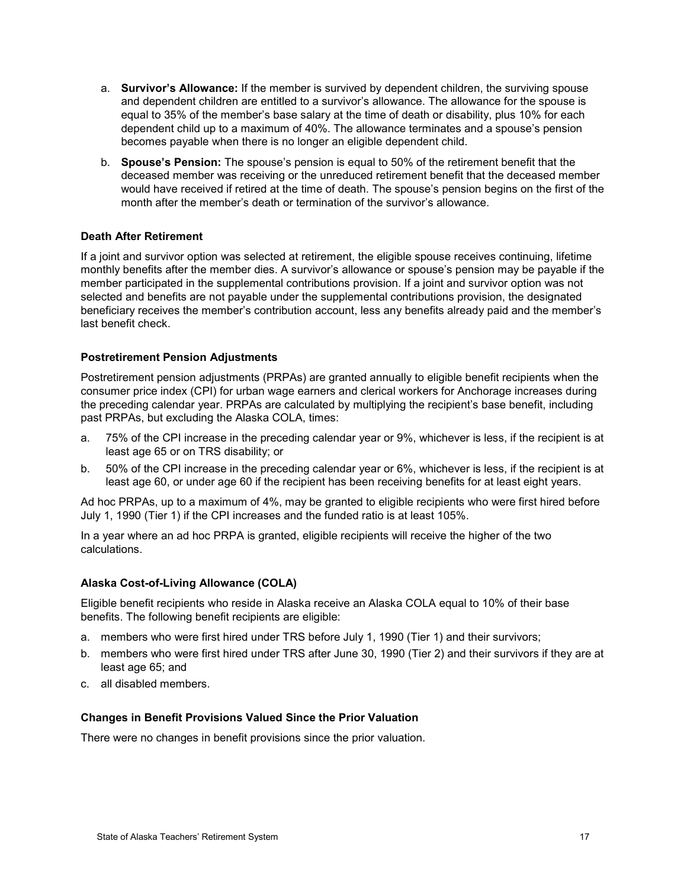a. **Survivor's Allowance:** If the member is survived by dependent children, the surviving spouse and dependent children are entitled to a survivor's allowance. The allowance for the spouse is equal to 35% of the member's base salary at the time of death or disability, plus 10% for each dependent child up to a maximum of 40%. The allowance terminates and a spouse's pension becomes payable when there is no longer an eligible dependent child.

b. **Spouse's Pension:** The spouse's pension is equal to 50% of the retirement benefit that the deceased member was receiving or the unreduced retirement benefit that the deceased member would have received if retired at the time of death. The spouse's pension begins on the first of the month after the member's death or termination of the survivor's allowance.

#### Death After Retirement

If a joint and survivor option was selected at retirement, the eligible spouse receives continuing, lifetime monthly benefits after the member dies. A survivor's allowance or spouse's pension may be payable if the member participated in the supplemental contributions provision. If a joint and survivor option was not selected and benefits are not payable under the supplemental contributions provision, the designated beneficiary receives the member's contribution account, less any benefits already paid and the member's last benefit check.

#### Postretirement Pension Adjustments

Postretirement pension adjustments (PRPAs) are granted annually to eligible benefit recipients when the consumer price index (CPI) for urban wage earners and clerical workers for Anchorage increases during the preceding calendar year. PRPAs are calculated by multiplying the recipient's base benefit, including past PRPAs, but excluding the Alaska COLA, times:

a. 75% of the CPI increase in the preceding calendar year or 9%, whichever is less, if the recipient is at least age 65 or on TRS disability; or

b. 50% of the CPI increase in the preceding calendar year or 6%, whichever is less, if the recipient is at least age 60, or under age 60 if the recipient has been receiving benefits for at least eight years.

Ad hoc PRPAs, up to a maximum of 4%, may be granted to eligible recipients who were first hired before July 1, 1990 (Tier 1) if the CPI increases and the funded ratio is at least 105%.

In a year where an ad hoc PRPA is granted, eligible recipients will receive the higher of the two calculations.

#### Alaska Cost-of-Living Allowance (COLA)

Eligible benefit recipients who reside in Alaska receive an Alaska COLA equal to 10% of their base benefits. The following benefit recipients are eligible:

a. members who were first hired under TRS before July 1, 1990 (Tier 1) and their survivors;

b. members who were first hired under TRS after June 30, 1990 (Tier 2) and their survivors if they are at least age 65; and

c. all disabled members.

#### Changes in Benefit Provisions Valued Since the Prior Valuation

There were no changes in benefit provisions since the prior valuation.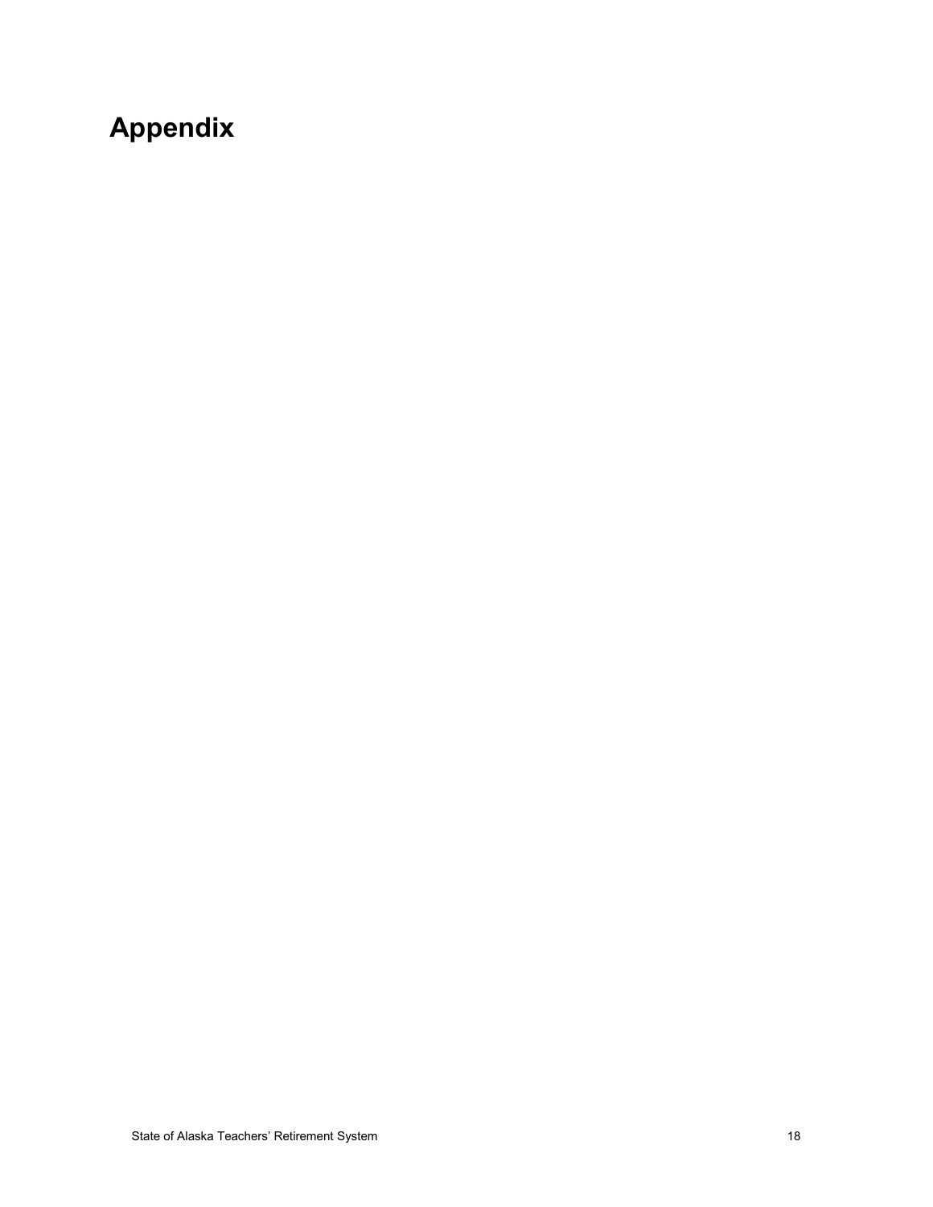# Appendix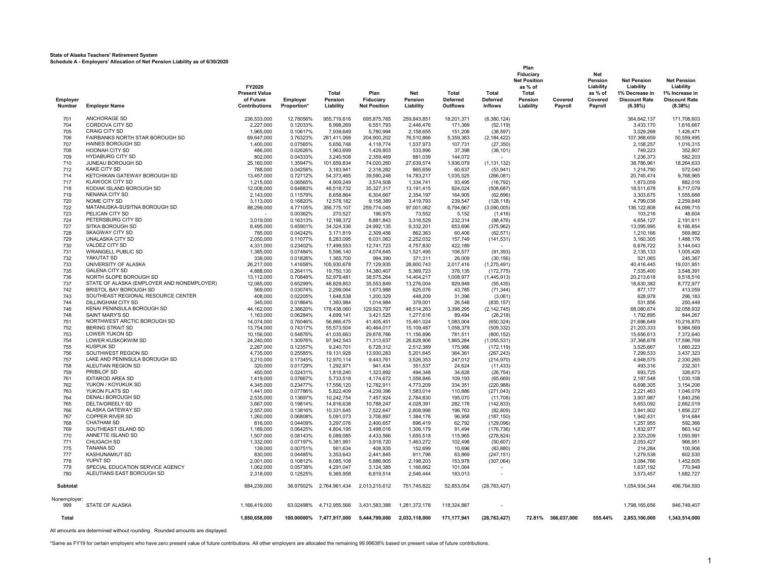**State of Alaska Teachers' Retirement System**
**Schedule A - Employers' Allocation of Net Pension Liability as of 6/30/2020**

| Employer Number | Employer Name | FY2020 Present Value of Future Contributions | Employer Proportion* | Total Pension Liability | Plan Fiduciary Net Position | Net Pension Liability | Total Deferred Outflows | Total Deferred Inflows | Plan Fiduciary Net Position as % of Total Pension Liability | Covered Payroll | Net Pension Liability as % of Covered Payroll | Net Pension Liability 1% Decrease in Discount Rate (6.38%) | Net Pension Liability 1% Increase in Discount Rate (8.38%) |
|---|---|---|---|---|---|---|---|---|---|---|---|---|---|
| 701 | ANCHORAGE SD | 236,533,000 | 12.78056% | 955,719,616 | 695,875,765 | 259,843,851 | 18,201,371 | (8,380,124) | | | | 364,642,137 | 171,708,603 |
| 704 | CORDOVA CITY SD | 2,227,000 | 0.12033% | 8,998,269 | 6,551,793 | 2,446,476 | 171,369 | (52,119) | | | | 3,433,170 | 1,616,667 |
| 705 | CRAIG CITY SD | 1,965,000 | 0.10617% | 7,939,649 | 5,780,994 | 2,158,655 | 151,208 | (38,597) | | | | 3,029,268 | 1,426,471 |
| 706 | FAIRBANKS NORTH STAR BOROUGH SD | 69,647,000 | 3.76323% | 281,411,068 | 204,900,202 | 76,510,866 | 5,359,383 | (2,184,422) | | | | 107,368,659 | 50,559,495 |
| 707 | HAINES BOROUGH SD | 1,400,000 | 0.07565% | 5,656,748 | 4,118,774 | 1,537,973 | 107,731 | (27,350) | | | | 2,158,257 | 1,016,315 |
| 708 | HOONAH CITY SD | 486,000 | 0.02626% | 1,963,699 | 1,429,803 | 533,896 | 37,398 | (38,101) | | | | 749,223 | 352,807 |
| 709 | HYDABURG CITY SD | 802,000 | 0.04333% | 3,240,508 | 2,359,469 | 881,039 | 144,072 | - | | | | 1,236,373 | 582,203 |
| 710 | JUNEAU BOROUGH SD | 25,160,000 | 1.35947% | 101,659,834 | 74,020,260 | 27,639,574 | 1,936,079 | (1,131,132) | | | | 38,786,961 | 18,264,633 |
| 712 | KAKE CITY SD | 788,000 | 0.04258% | 3,183,941 | 2,318,282 | 865,659 | 60,637 | (53,941) | | | | 1,214,790 | 572,040 |
| 714 | KETCHIKAN GATEWAY BOROUGH SD | 13,457,000 | 0.72712% | 54,373,465 | 39,590,248 | 14,783,217 | 1,035,525 | (266,081) | | | | 20,745,474 | 9,768,965 |
| 717 | KLAWOCK CITY SD | 1,215,000 | 0.06565% | 4,909,249 | 3,574,508 | 1,334,741 | 93,495 | (16,792) | | | | 1,873,059 | 882,016 |
| 718 | KODIAK ISLAND BOROUGH SD | 12,008,000 | 0.64883% | 48,518,732 | 35,327,317 | 13,191,415 | 924,024 | (508,687) | | | | 18,511,678 | 8,717,079 |
| 719 | NENANA CITY SD | 2,143,000 | 0.11579% | 8,658,864 | 6,304,667 | 2,354,197 | 164,905 | (62,896) | | | | 3,303,675 | 1,555,688 |
| 720 | NOME CITY SD | 3,113,000 | 0.16820% | 12,578,182 | 9,158,389 | 3,419,793 | 239,547 | (128,118) | | | | 4,799,038 | 2,259,849 |
| 722 | MATANUSKA-SUSITNA BOROUGH SD | 88,299,000 | 4.77105% | 356,775,107 | 259,774,045 | 97,001,062 | 6,794,667 | (3,090,005) | | | | 136,122,808 | 64,099,715 |
| 723 | PELICAN CITY SD | - | 0.00362% | 270,527 | 196,975 | 73,552 | 5,152 | (1,416) | | | | 103,216 | 48,604 |
| 724 | PETERSBURG CITY SD | 3,019,000 | 0.16313% | 12,198,372 | 8,881,843 | 3,316,529 | 232,314 | (88,476) | | | | 4,654,127 | 2,191,611 |
| 727 | SITKA BOROUGH SD | 8,495,000 | 0.45901% | 34,324,336 | 24,992,135 | 9,332,201 | 653,696 | (375,962) | | | | 13,095,995 | 6,166,854 |
| 728 | SKAGWAY CITY SD | 785,000 | 0.04242% | 3,171,819 | 2,309,456 | 862,363 | 60,406 | (62,571) | | | | 1,210,166 | 569,862 |
| 729 | UNALASKA CITY SD | 2,050,000 | 0.11077% | 8,283,095 | 6,031,063 | 2,252,032 | 157,749 | (141,531) | | | | 3,160,305 | 1,488,176 |
| 730 | VALDEZ CITY SD | 4,331,000 | 0.23402% | 17,499,553 | 12,741,723 | 4,757,830 | 422,189 | - | | | | 6,676,722 | 3,144,043 |
| 731 | WRANGELL PUBLIC SD | 1,385,000 | 0.07484% | 5,596,140 | 4,074,645 | 1,521,495 | 106,577 | (91,393) | | | | 2,135,133 | 1,005,426 |
| 732 | YAKUTAT SD | 338,000 | 0.01826% | 1,365,700 | 994,390 | 371,311 | 26,009 | (30,156) | | | | 521,065 | 245,367 |
| 733 | UNIVERSITY OF ALASKA | 26,217,000 | 1.41658% | 105,930,678 | 77,129,935 | 28,800,743 | 2,017,416 | (1,275,491) | | | | 40,416,445 | 19,031,951 |
| 735 | GALENA CITY SD | 4,888,000 | 0.26411% | 19,750,130 | 14,380,407 | 5,369,723 | 376,135 | (172,775) | | | | 7,535,400 | 3,548,391 |
| 736 | NORTH SLOPE BOROUGH SD | 13,112,000 | 0.70848% | 52,979,481 | 38,575,264 | 14,404,217 | 1,008,977 | (1,445,913) | | | | 20,213,618 | 9,518,516 |
| 737 | STATE OF ALASKA (EMPLOYER AND NONEMPLOYER) | 12,085,000 | 0.65299% | 48,829,853 | 35,553,849 | 13,276,004 | 929,949 | (55,435) | | | | 18,630,382 | 8,772,977 |
| 742 | BRISTOL BAY BOROUGH SD | 569,000 | 0.03074% | 2,299,064 | 1,673,988 | 625,076 | 43,785 | (71,344) | | | | 877,177 | 413,059 |
| 743 | SOUTHEAST REGIONAL RESOURCE CENTER | 408,000 | 0.02205% | 1,648,538 | 1,200,329 | 448,209 | 31,396 | (3,061) | | | | 628,978 | 296,183 |
| 744 | DILLINGHAM CITY SD | 345,000 | 0.01864% | 1,393,984 | 1,014,984 | 379,001 | 26,548 | (835,157) | | | | 531,856 | 250,449 |
| 746 | KENAI PENINSULA BOROUGH SD | 44,162,000 | 2.38620% | 178,438,060 | 129,923,797 | 48,514,263 | 3,398,295 | (2,142,745) | | | | 68,080,674 | 32,058,932 |
| 748 | SAINT MARY'S SD | 1,163,000 | 0.06284% | 4,699,141 | 3,421,525 | 1,277,616 | 89,494 | (28,218) | | | | 1,792,895 | 844,267 |
| 751 | NORTHWEST ARCTIC BOROUGH SD | 14,074,000 | 0.76046% | 56,866,475 | 41,405,451 | 15,461,024 | 1,083,004 | (650,324) | | | | 21,696,649 | 10,216,870 |
| 752 | BERING STRAIT SD | 13,754,000 | 0.74317% | 55,573,504 | 40,464,017 | 15,109,487 | 1,058,379 | (509,332) | | | | 21,203,333 | 9,984,569 |
| 753 | LOWER YUKON SD | 10,156,000 | 0.54876% | 41,035,663 | 29,878,766 | 11,156,896 | 781,511 | (800,152) | | | | 15,656,613 | 7,372,640 |
| 754 | LOWER KUSKOKWIM SD | 24,240,000 | 1.30976% | 97,942,543 | 71,313,637 | 26,628,906 | 1,865,284 | (1,055,531) | | | | 37,368,678 | 17,596,769 |
| 755 | KUSPUK SD | 2,287,000 | 0.12357% | 9,240,701 | 6,728,312 | 2,512,389 | 175,986 | (172,119) | | | | 3,525,667 | 1,660,223 |
| 756 | SOUTHWEST REGION SD | 4,735,000 | 0.25585% | 19,131,928 | 13,930,283 | 5,201,645 | 364,361 | (267,243) | | | | 7,299,533 | 3,437,323 |
| 757 | LAKE AND PENINSULA BOROUGH SD | 3,210,000 | 0.17345% | 12,970,114 | 9,443,761 | 3,526,353 | 247,012 | (214,970) | | | | 4,948,575 | 2,330,265 |
| 758 | ALEUTIAN REGION SD | 320,000 | 0.01729% | 1,292,971 | 941,434 | 351,537 | 24,624 | (11,433) | | | | 493,316 | 232,301 |
| 759 | PRIBILOF SD | 450,000 | 0.02431% | 1,818,240 | 1,323,892 | 494,348 | 34,628 | (26,754) | | | | 693,725 | 326,673 |
| 761 | IDITAROD AREA SD | 1,419,000 | 0.07667% | 5,733,518 | 4,174,672 | 1,558,846 | 109,193 | (65,669) | | | | 2,187,548 | 1,030,108 |
| 762 | YUKON / KOYUKUK SD | 4,345,000 | 0.23477% | 17,556,120 | 12,782,911 | 4,773,209 | 334,351 | (220,988) | | | | 6,698,305 | 3,154,206 |
| 763 | YUKON FLATS SD | 1,441,000 | 0.07786% | 5,822,409 | 4,239,396 | 1,583,014 | 110,886 | (271,043) | | | | 2,221,463 | 1,046,079 |
| 764 | DENALI BOROUGH SD | 2,535,000 | 0.13697% | 10,242,754 | 7,457,924 | 2,784,830 | 195,070 | (11,708) | | | | 3,907,987 | 1,840,256 |
| 765 | DELTA/GREELY SD | 3,667,000 | 0.19814% | 14,816,638 | 10,788,247 | 4,028,391 | 282,178 | (142,833) | | | | 5,653,092 | 2,662,019 |
| 766 | ALASKA GATEWAY SD | 2,557,000 | 0.13816% | 10,331,645 | 7,522,647 | 2,808,998 | 196,763 | (82,809) | | | | 3,941,902 | 1,856,227 |
| 767 | COPPER RIVER SD | 1,260,000 | 0.06808% | 5,091,073 | 3,706,897 | 1,384,176 | 96,958 | (187,150) | | | | 1,942,431 | 914,684 |
| 768 | CHATHAM SD | 816,000 | 0.04409% | 3,297,076 | 2,400,657 | 896,419 | 62,792 | (129,096) | | | | 1,257,955 | 592,366 |
| 769 | SOUTHEAST ISLAND SD | 1,189,000 | 0.06425% | 4,804,195 | 3,498,016 | 1,306,179 | 91,494 | (176,736) | | | | 1,832,977 | 863,142 |
| 770 | ANNETTE ISLAND SD | 1,507,000 | 0.08143% | 6,089,085 | 4,433,566 | 1,655,518 | 115,965 | (278,824) | | | | 2,323,209 | 1,093,991 |
| 771 | CHUGACH SD | 1,332,000 | 0.07197% | 5,381,991 | 3,918,720 | 1,463,272 | 102,498 | (50,607) | | | | 2,053,427 | 966,951 |
| 775 | TANANA SD | 139,000 | 0.00751% | 561,634 | 408,935 | 152,699 | 10,696 | (83,880) | | | | 214,284 | 100,906 |
| 777 | KASHUNAMIUT SD | 830,000 | 0.04485% | 3,353,643 | 2,441,845 | 911,798 | 63,869 | (247,151) | | | | 1,279,538 | 602,530 |
| 778 | YUPIIT SD | 2,001,000 | 0.10812% | 8,085,108 | 5,886,905 | 2,198,203 | 153,978 | (307,064) | | | | 3,084,766 | 1,452,605 |
| 779 | SPECIAL EDUCATION SERVICE AGENCY | 1,062,000 | 0.05738% | 4,291,047 | 3,124,385 | 1,166,662 | 101,064 | - | | | | 1,637,192 | 770,948 |
| 780 | ALEUTIANS EAST BOROUGH SD | 2,318,000 | 0.12525% | 9,365,958 | 6,819,514 | 2,546,444 | 183,013 | - | | | | 3,573,457 | 1,682,727 |
| **Subtotal** | | 684,239,000 | 36.97502% | 2,764,961,434 | 2,013,215,612 | 751,745,822 | 52,853,054 | (28,763,427) | | | | 1,054,934,344 | 496,764,593 |
| Nonemployer: | | | | | | | | | | | | | |
| 999 | STATE OF ALASKA | 1,166,419,000 | 63.02498% | 4,712,955,566 | 3,431,583,388 | 1,281,372,178 | 118,324,887 | - | | | | 1,798,165,656 | 846,749,407 |
| **Total** | | **1,850,658,000** | **100.00000%** | **7,477,917,000** | **5,444,799,000** | **2,033,118,000** | **171,177,941** | **(28,763,427)** | **72.81%** | **366,037,000** | **555.44%** | **2,853,100,000** | **1,343,514,000** |

All amounts are determined without rounding. Rounded amounts are displayed.

*Same as FY19 for certain employers who have zero present value of future contributions. All other employers are allocated the remaining 99.99638% based on present value of future contributions.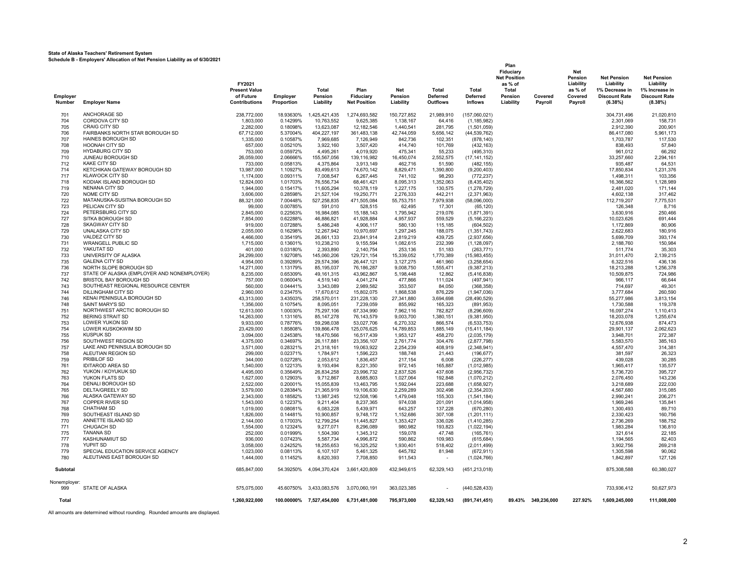**State of Alaska Teachers' Retirement System**
**Schedule B - Employers' Allocation of Net Pension Liability as of 6/30/2021**

| Employer Number | Employer Name | FY2021 Present Value of Future Contributions | Employer Proportion | Total Pension Liability | Plan Fiduciary Net Position | Net Pension Liability | Total Deferred Outflows | Total Deferred Inflows | Plan Fiduciary Net Position as % of Total Pension Liability | Covered Payroll | Net Pension Liability as % of Covered Payroll | Net Pension Liability 1% Decrease in Discount Rate (6.38%) | Net Pension Liability 1% Increase in Discount Rate (8.38%) |
|---|---|---|---|---|---|---|---|---|---|---|---|---|---|
| 701 | ANCHORAGE SD | 238,772,000 | 18.93630% | 1,425,421,435 | 1,274,693,582 | 150,727,852 | 21,989,910 | (157,060,021) | | | | 304,731,496 | 21,020,810 |
| 704 | CORDOVA CITY SD | 1,803,000 | 0.14299% | 10,763,552 | 9,625,385 | 1,138,167 | 64,416 | (1,185,982) | | | | 2,301,069 | 158,731 |
| 705 | CRAIG CITY SD | 2,282,000 | 0.18098% | 13,623,087 | 12,182,546 | 1,440,541 | 281,795 | (1,501,059) | | | | 2,912,390 | 200,901 |
| 706 | FAIRBANKS NORTH STAR BOROUGH SD | 67,712,000 | 5.37004% | 404,227,197 | 361,483,138 | 42,744,059 | 5,656,142 | (44,539,762) | | | | 86,417,080 | 5,961,173 |
| 707 | HAINES BOROUGH SD | 1,335,000 | 0.10587% | 7,969,685 | 7,126,949 | 842,736 | 102,351 | (878,140) | | | | 1,703,787 | 117,530 |
| 708 | HOONAH CITY SD | 657,000 | 0.05210% | 3,922,160 | 3,507,420 | 414,740 | 101,769 | (432,163) | | | | 838,493 | 57,840 |
| 709 | HYDABURG CITY SD | 753,000 | 0.05972% | 4,495,261 | 4,019,920 | 475,341 | 55,233 | (495,310) | | | | 961,012 | 66,292 |
| 710 | JUNEAU BOROUGH SD | 26,059,000 | 2.06666% | 155,567,056 | 139,116,982 | 16,450,074 | 2,552,575 | (17,141,152) | | | | 33,257,660 | 2,294,161 |
| 712 | KAKE CITY SD | 733,000 | 0.05813% | 4,375,864 | 3,913,149 | 462,716 | 51,590 | (482,155) | | | | 935,487 | 64,531 |
| 714 | KETCHIKAN GATEWAY BOROUGH SD | 13,987,000 | 1.10927% | 83,499,613 | 74,670,142 | 8,829,471 | 1,390,800 | (9,200,403) | | | | 17,850,834 | 1,231,376 |
| 717 | KLAWOCK CITY SD | 1,174,000 | 0.09311% | 7,008,547 | 6,267,445 | 741,102 | 98,293 | (772,237) | | | | 1,498,311 | 103,356 |
| 718 | KODIAK ISLAND BOROUGH SD | 12,824,000 | 1.01703% | 76,556,734 | 68,461,421 | 8,095,313 | 1,352,063 | (8,435,402) | | | | 16,366,562 | 1,128,989 |
| 719 | NENANA CITY SD | 1,944,000 | 0.15417% | 11,605,294 | 10,378,119 | 1,227,175 | 130,575 | (1,278,729) | | | | 2,481,020 | 171,144 |
| 720 | NOME CITY SD | 3,606,000 | 0.28598% | 21,527,104 | 19,250,771 | 2,276,333 | 442,211 | (2,371,963) | | | | 4,602,138 | 317,462 |
| 722 | MATANUSKA-SUSITNA BOROUGH SD | 88,321,000 | 7.00448% | 527,258,835 | 471,505,084 | 55,753,751 | 7,979,938 | (58,096,000) | | | | 112,719,207 | 7,775,531 |
| 723 | PELICAN CITY SD | 99,000 | 0.00785% | 591,010 | 528,515 | 62,495 | 17,301 | (65,120) | | | | 126,348 | 8,716 |
| 724 | PETERSBURG CITY SD | 2,845,000 | 0.22563% | 16,984,085 | 15,188,143 | 1,795,942 | 219,076 | (1,871,391) | | | | 3,630,916 | 250,466 |
| 727 | SITKA BOROUGH SD | 7,854,000 | 0.62288% | 46,886,821 | 41,928,884 | 4,957,937 | 559,529 | (5,166,223) | | | | 10,023,626 | 691,444 |
| 728 | SKAGWAY CITY SD | 919,000 | 0.07288% | 5,486,248 | 4,906,117 | 580,130 | 115,185 | (604,502) | | | | 1,172,869 | 80,906 |
| 729 | UNALASKA CITY SD | 2,055,000 | 0.16298% | 12,267,942 | 10,970,697 | 1,297,245 | 188,075 | (1,351,743) | | | | 2,622,683 | 180,916 |
| 730 | VALDEZ CITY SD | 4,466,000 | 0.35419% | 26,661,133 | 23,841,914 | 2,819,219 | 439,725 | (2,937,656) | | | | 5,699,709 | 393,174 |
| 731 | WRANGELL PUBLIC SD | 1,715,000 | 0.13601% | 10,238,210 | 9,155,594 | 1,082,615 | 232,399 | (1,128,097) | | | | 2,188,760 | 150,984 |
| 732 | YAKUTAT SD | 401,000 | 0.03180% | 2,393,890 | 2,140,754 | 253,136 | 51,183 | (263,771) | | | | 511,774 | 35,303 |
| 733 | UNIVERSITY OF ALASKA | 24,299,000 | 1.92708% | 145,060,206 | 129,721,154 | 15,339,052 | 1,770,389 | (15,983,455) | | | | 31,011,470 | 2,139,215 |
| 735 | GALENA CITY SD | 4,954,000 | 0.39289% | 29,574,396 | 26,447,121 | 3,127,275 | 461,960 | (3,258,654) | | | | 6,322,516 | 436,136 |
| 736 | NORTH SLOPE BOROUGH SD | 14,271,000 | 1.13179% | 85,195,037 | 76,186,287 | 9,008,750 | 1,555,471 | (9,387,213) | | | | 18,213,288 | 1,256,378 |
| 737 | STATE OF ALASKA (EMPLOYER AND NONEMPLOYER) | 8,235,000 | 0.65309% | 49,161,315 | 43,962,867 | 5,198,448 | 12,862 | (5,416,838) | | | | 10,509,875 | 724,986 |
| 742 | BRISTOL BAY BOROUGH SD | 757,000 | 0.06004% | 4,519,140 | 4,041,274 | 477,866 | 111,024 | (497,941) | | | | 966,117 | 66,644 |
| 743 | SOUTHEAST REGIONAL RESOURCE CENTER | 560,000 | 0.04441% | 3,343,089 | 2,989,582 | 353,507 | 84,050 | (368,358) | | | | 714,697 | 49,301 |
| 744 | DILLINGHAM CITY SD | 2,960,000 | 0.23475% | 17,670,612 | 15,802,075 | 1,868,538 | 876,229 | (1,947,036) | | | | 3,777,684 | 260,590 |
| 746 | KENAI PENINSULA BOROUGH SD | 43,313,000 | 3.43503% | 258,570,011 | 231,228,130 | 27,341,880 | 3,694,698 | (28,490,529) | | | | 55,277,986 | 3,813,154 |
| 748 | SAINT MARY'S SD | 1,356,000 | 0.10754% | 8,095,051 | 7,239,059 | 855,992 | 165,323 | (891,953) | | | | 1,730,588 | 119,378 |
| 751 | NORTHWEST ARCTIC BOROUGH SD | 12,613,000 | 1.00030% | 75,297,106 | 67,334,990 | 7,962,116 | 782,827 | (8,296,609) | | | | 16,097,274 | 1,110,413 |
| 752 | BERING STRAIT SD | 14,263,000 | 1.13116% | 85,147,278 | 76,143,579 | 9,003,700 | 1,380,151 | (9,381,950) | | | | 18,203,078 | 1,255,674 |
| 753 | LOWER YUKON SD | 9,933,000 | 0.78776% | 59,298,038 | 53,027,706 | 6,270,332 | 866,574 | (6,533,753) | | | | 12,676,938 | 874,473 |
| 754 | LOWER KUSKOKWIM SD | 23,429,000 | 1.85808% | 139,866,478 | 125,076,625 | 14,789,853 | 1,885,149 | (15,411,184) | | | | 29,901,137 | 2,062,623 |
| 755 | KUSPUK SD | 3,094,000 | 0.24538% | 18,470,566 | 16,517,439 | 1,953,127 | 458,270 | (2,035,179) | | | | 3,948,701 | 272,387 |
| 756 | SOUTHWEST REGION SD | 4,375,000 | 0.34697% | 26,117,881 | 23,356,107 | 2,761,774 | 304,476 | (2,877,798) | | | | 5,583,570 | 385,163 |
| 757 | LAKE AND PENINSULA BOROUGH SD | 3,571,000 | 0.28321% | 21,318,161 | 19,063,922 | 2,254,239 | 408,919 | (2,348,941) | | | | 4,557,470 | 314,381 |
| 758 | ALEUTIAN REGION SD | 299,000 | 0.02371% | 1,784,971 | 1,596,223 | 188,748 | 21,443 | (196,677) | | | | 381,597 | 26,323 |
| 759 | PRIBILOF SD | 344,000 | 0.02728% | 2,053,612 | 1,836,457 | 217,154 | 6,008 | (226,277) | | | | 439,028 | 30,285 |
| 761 | IDITAROD AREA SD | 1,540,000 | 0.12213% | 9,193,494 | 8,221,350 | 972,145 | 165,887 | (1,012,985) | | | | 1,965,417 | 135,577 |
| 762 | YUKON / KOYUKUK SD | 4,495,000 | 0.35649% | 26,834,258 | 23,996,732 | 2,837,526 | 437,608 | (2,956,732) | | | | 5,736,720 | 395,727 |
| 763 | YUKON FLATS SD | 1,627,000 | 0.12903% | 9,712,867 | 8,685,803 | 1,027,064 | 192,848 | (1,070,212) | | | | 2,076,450 | 143,236 |
| 764 | DENALI BOROUGH SD | 2,522,000 | 0.20001% | 15,055,839 | 13,463,795 | 1,592,044 | 223,688 | (1,658,927) | | | | 3,218,689 | 222,030 |
| 765 | DELTA/GREELY SD | 3,579,000 | 0.28384% | 21,365,919 | 19,106,630 | 2,259,289 | 302,498 | (2,354,203) | | | | 4,567,680 | 315,085 |
| 766 | ALASKA GATEWAY SD | 2,343,000 | 0.18582% | 13,987,245 | 12,508,196 | 1,479,048 | 155,303 | (1,541,184) | | | | 2,990,241 | 206,271 |
| 767 | COPPER RIVER SD | 1,543,000 | 0.12237% | 9,211,404 | 8,237,365 | 974,038 | 201,091 | (1,014,958) | | | | 1,969,246 | 135,841 |
| 768 | CHATHAM SD | 1,019,000 | 0.08081% | 6,083,228 | 5,439,971 | 643,257 | 137,228 | (670,280) | | | | 1,300,493 | 89,710 |
| 769 | SOUTHEAST ISLAND SD | 1,826,000 | 0.14481% | 10,900,857 | 9,748,172 | 1,152,686 | 307,108 | (1,201,111) | | | | 2,330,423 | 160,756 |
| 770 | ANNETTE ISLAND SD | 2,144,000 | 0.17003% | 12,799,254 | 11,445,827 | 1,353,427 | 336,026 | (1,410,285) | | | | 2,736,269 | 188,752 |
| 771 | CHUGACH SD | 1,554,000 | 0.12324% | 9,277,071 | 8,296,089 | 980,982 | 193,823 | (1,022,194) | | | | 1,983,284 | 136,810 |
| 775 | TANANA SD | 252,000 | 0.01999% | 1,504,390 | 1,345,312 | 159,078 | 47,748 | (165,761) | | | | 321,614 | 22,185 |
| 777 | KASHUNAMIUT SD | 936,000 | 0.07423% | 5,587,734 | 4,996,872 | 590,862 | 109,983 | (615,684) | | | | 1,194,565 | 82,403 |
| 778 | YUPIIT SD | 3,058,000 | 0.24252% | 18,255,653 | 16,325,252 | 1,930,401 | 518,402 | (2,011,499) | | | | 3,902,756 | 269,218 |
| 779 | SPECIAL EDUCATION SERVICE AGENCY | 1,023,000 | 0.08113% | 6,107,107 | 5,461,325 | 645,782 | 81,948 | (672,911) | | | | 1,305,598 | 90,062 |
| 780 | ALEUTIANS EAST BOROUGH SD | 1,444,000 | 0.11452% | 8,620,393 | 7,708,850 | 911,543 | - | (1,024,766) | | | | 1,842,897 | 127,126 |
| **Subtotal** | | 685,847,000 | 54.39250% | 4,094,370,424 | 3,661,420,809 | 432,949,615 | 62,329,143 | (451,213,018) | | | | 875,308,588 | 60,380,027 |
| Nonemployer: | | | | | | | | | | | | | |
| 999 | STATE OF ALASKA | 575,075,000 | 45.60750% | 3,433,083,576 | 3,070,060,191 | 363,023,385 | - | (440,528,433) | | | | 733,936,412 | 50,627,973 |
| **Total** | | **1,260,922,000** | **100.00000%** | **7,527,454,000** | **6,731,481,000** | **795,973,000** | **62,329,143** | **(891,741,451)** | **89.43%** | **349,236,000** | **227.92%** | **1,609,245,000** | **111,008,000** |

All amounts are determined without rounding. Rounded amounts are displayed.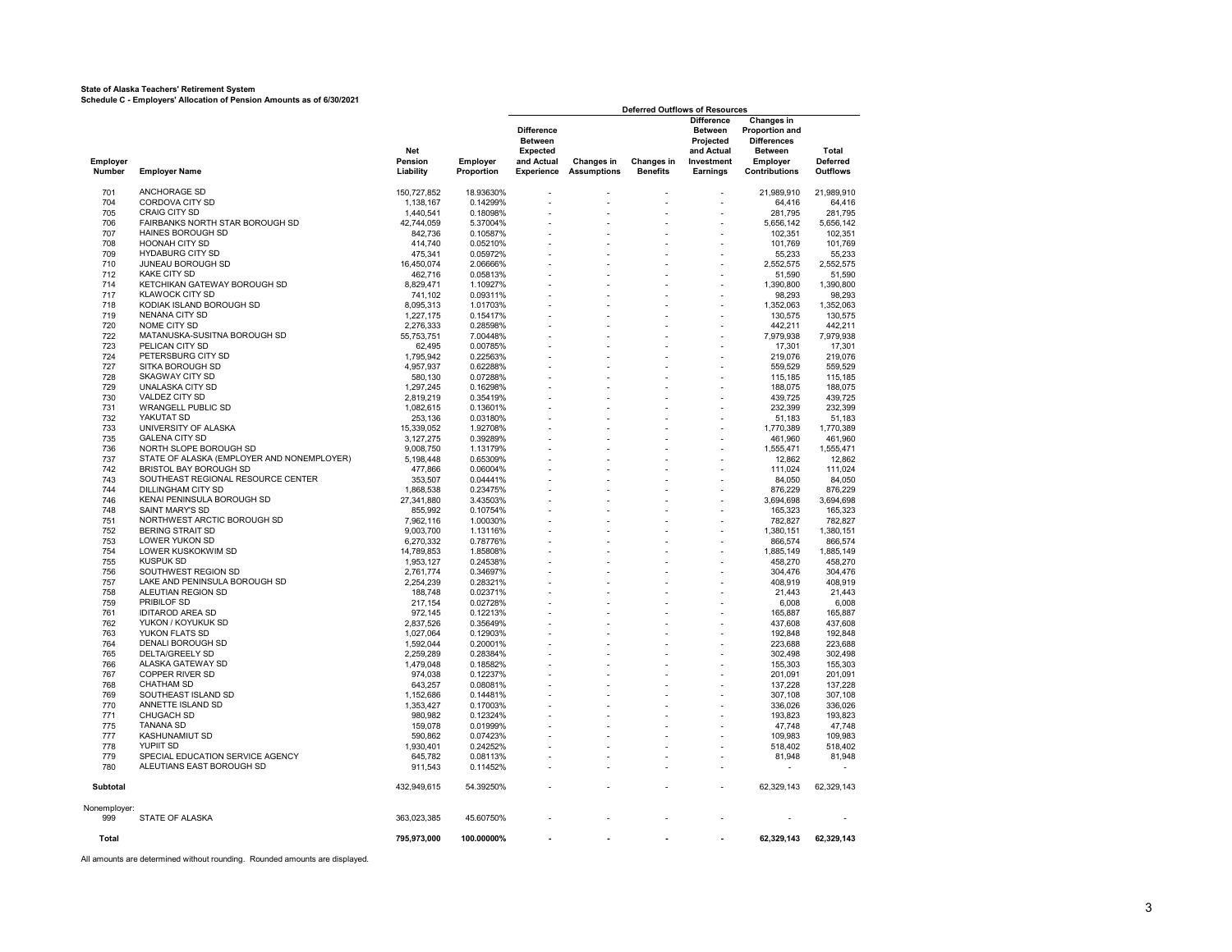**State of Alaska Teachers' Retirement System**
**Schedule C - Employers' Allocation of Pension Amounts as of 6/30/2021**

| | | | | Deferred Outflows of Resources | | | | | |
|---|---|---|---|---|---|---|---|---|---|
| Employer Number | Employer Name | Net Pension Liability | Employer Proportion | Difference Between Expected and Actual Experience | Changes in Assumptions | Changes in Benefits | Difference Between Projected and Actual Investment Earnings | Changes in Proportion and Differences Between Employer Contributions | Total Deferred Outflows |
| 701 | ANCHORAGE SD | 150,727,852 | 18.93630% | - | - | - | - | 21,989,910 | 21,989,910 |
| 704 | CORDOVA CITY SD | 1,138,167 | 0.14299% | - | - | - | - | 64,416 | 64,416 |
| 705 | CRAIG CITY SD | 1,440,541 | 0.18098% | - | - | - | - | 281,795 | 281,795 |
| 706 | FAIRBANKS NORTH STAR BOROUGH SD | 42,744,059 | 5.37004% | - | - | - | - | 5,656,142 | 5,656,142 |
| 707 | HAINES BOROUGH SD | 842,736 | 0.10587% | - | - | - | - | 102,351 | 102,351 |
| 708 | HOONAH CITY SD | 414,740 | 0.05210% | - | - | - | - | 101,769 | 101,769 |
| 709 | HYDABURG CITY SD | 475,341 | 0.05972% | - | - | - | - | 55,233 | 55,233 |
| 710 | JUNEAU BOROUGH SD | 16,450,074 | 2.06666% | - | - | - | - | 2,552,575 | 2,552,575 |
| 712 | KAKE CITY SD | 462,716 | 0.05813% | - | - | - | - | 51,590 | 51,590 |
| 714 | KETCHIKAN GATEWAY BOROUGH SD | 8,829,471 | 1.10927% | - | - | - | - | 1,390,800 | 1,390,800 |
| 717 | KLAWOCK CITY SD | 741,102 | 0.09311% | - | - | - | - | 98,293 | 98,293 |
| 718 | KODIAK ISLAND BOROUGH SD | 8,095,313 | 1.01703% | - | - | - | - | 1,352,063 | 1,352,063 |
| 719 | NENANA CITY SD | 1,227,175 | 0.15417% | - | - | - | - | 130,575 | 130,575 |
| 720 | NOME CITY SD | 2,276,333 | 0.28598% | - | - | - | - | 442,211 | 442,211 |
| 722 | MATANUSKA-SUSITNA BOROUGH SD | 55,753,751 | 7.00448% | - | - | - | - | 7,979,938 | 7,979,938 |
| 723 | PELICAN CITY SD | 62,495 | 0.00785% | - | - | - | - | 17,301 | 17,301 |
| 724 | PETERSBURG CITY SD | 1,795,942 | 0.22563% | - | - | - | - | 219,076 | 219,076 |
| 727 | SITKA BOROUGH SD | 4,957,937 | 0.62288% | - | - | - | - | 559,529 | 559,529 |
| 728 | SKAGWAY CITY SD | 580,130 | 0.07288% | - | - | - | - | 115,185 | 115,185 |
| 729 | UNALASKA CITY SD | 1,297,245 | 0.16298% | - | - | - | - | 188,075 | 188,075 |
| 730 | VALDEZ CITY SD | 2,819,219 | 0.35419% | - | - | - | - | 439,725 | 439,725 |
| 731 | WRANGELL PUBLIC SD | 1,082,615 | 0.13601% | - | - | - | - | 232,399 | 232,399 |
| 732 | YAKUTAT SD | 253,136 | 0.03180% | - | - | - | - | 51,183 | 51,183 |
| 733 | UNIVERSITY OF ALASKA | 15,339,052 | 1.92708% | - | - | - | - | 1,770,389 | 1,770,389 |
| 735 | GALENA CITY SD | 3,127,275 | 0.39289% | - | - | - | - | 461,960 | 461,960 |
| 736 | NORTH SLOPE BOROUGH SD | 9,008,750 | 1.13179% | - | - | - | - | 1,555,471 | 1,555,471 |
| 737 | STATE OF ALASKA (EMPLOYER AND NONEMPLOYER) | 5,198,448 | 0.65309% | - | - | - | - | 12,862 | 12,862 |
| 742 | BRISTOL BAY BOROUGH SD | 477,866 | 0.06004% | - | - | - | - | 111,024 | 111,024 |
| 743 | SOUTHEAST REGIONAL RESOURCE CENTER | 353,507 | 0.04441% | - | - | - | - | 84,050 | 84,050 |
| 744 | DILLINGHAM CITY SD | 1,868,538 | 0.23475% | - | - | - | - | 876,229 | 876,229 |
| 746 | KENAI PENINSULA BOROUGH SD | 27,341,880 | 3.43503% | - | - | - | - | 3,694,698 | 3,694,698 |
| 748 | SAINT MARY'S SD | 855,992 | 0.10754% | - | - | - | - | 165,323 | 165,323 |
| 751 | NORTHWEST ARCTIC BOROUGH SD | 7,962,116 | 1.00030% | - | - | - | - | 782,827 | 782,827 |
| 752 | BERING STRAIT SD | 9,003,700 | 1.13116% | - | - | - | - | 1,380,151 | 1,380,151 |
| 753 | LOWER YUKON SD | 6,270,332 | 0.78776% | - | - | - | - | 866,574 | 866,574 |
| 754 | LOWER KUSKOKWIM SD | 14,789,853 | 1.85808% | - | - | - | - | 1,885,149 | 1,885,149 |
| 755 | KUSPUK SD | 1,953,127 | 0.24538% | - | - | - | - | 458,270 | 458,270 |
| 756 | SOUTHWEST REGION SD | 2,761,774 | 0.34697% | - | - | - | - | 304,476 | 304,476 |
| 757 | LAKE AND PENINSULA BOROUGH SD | 2,254,239 | 0.28321% | - | - | - | - | 408,919 | 408,919 |
| 758 | ALEUTIAN REGION SD | 188,748 | 0.02371% | - | - | - | - | 21,443 | 21,443 |
| 759 | PRIBILOF SD | 217,154 | 0.02728% | - | - | - | - | 6,008 | 6,008 |
| 761 | IDITAROD AREA SD | 972,145 | 0.12213% | - | - | - | - | 165,887 | 165,887 |
| 762 | YUKON / KOYUKUK SD | 2,837,526 | 0.35649% | - | - | - | - | 437,608 | 437,608 |
| 763 | YUKON FLATS SD | 1,027,064 | 0.12903% | - | - | - | - | 192,848 | 192,848 |
| 764 | DENALI BOROUGH SD | 1,592,044 | 0.20001% | - | - | - | - | 223,688 | 223,688 |
| 765 | DELTA/GREELY SD | 2,259,289 | 0.28384% | - | - | - | - | 302,498 | 302,498 |
| 766 | ALASKA GATEWAY SD | 1,479,048 | 0.18582% | - | - | - | - | 155,303 | 155,303 |
| 767 | COPPER RIVER SD | 974,038 | 0.12237% | - | - | - | - | 201,091 | 201,091 |
| 768 | CHATHAM SD | 643,257 | 0.08081% | - | - | - | - | 137,228 | 137,228 |
| 769 | SOUTHEAST ISLAND SD | 1,152,686 | 0.14481% | - | - | - | - | 307,108 | 307,108 |
| 770 | ANNETTE ISLAND SD | 1,353,427 | 0.17003% | - | - | - | - | 336,026 | 336,026 |
| 771 | CHUGACH SD | 980,982 | 0.12324% | - | - | - | - | 193,823 | 193,823 |
| 775 | TANANA SD | 159,078 | 0.01999% | - | - | - | - | 47,748 | 47,748 |
| 777 | KASHUNAMIUT SD | 590,862 | 0.07423% | - | - | - | - | 109,983 | 109,983 |
| 778 | YUPIIT SD | 1,930,401 | 0.24252% | - | - | - | - | 518,402 | 518,402 |
| 779 | SPECIAL EDUCATION SERVICE AGENCY | 645,782 | 0.08113% | - | - | - | - | 81,948 | 81,948 |
| 780 | ALEUTIANS EAST BOROUGH SD | 911,543 | 0.11452% | - | - | - | - | - | - |
| **Subtotal** | | 432,949,615 | 54.39250% | - | - | - | - | 62,329,143 | 62,329,143 |
| Nonemployer: | | | | | | | | | |
| 999 | STATE OF ALASKA | 363,023,385 | 45.60750% | - | - | - | - | - | - |
| **Total** | | **795,973,000** | **100.00000%** | **-** | **-** | **-** | **-** | **62,329,143** | **62,329,143** |

All amounts are determined without rounding. Rounded amounts are displayed.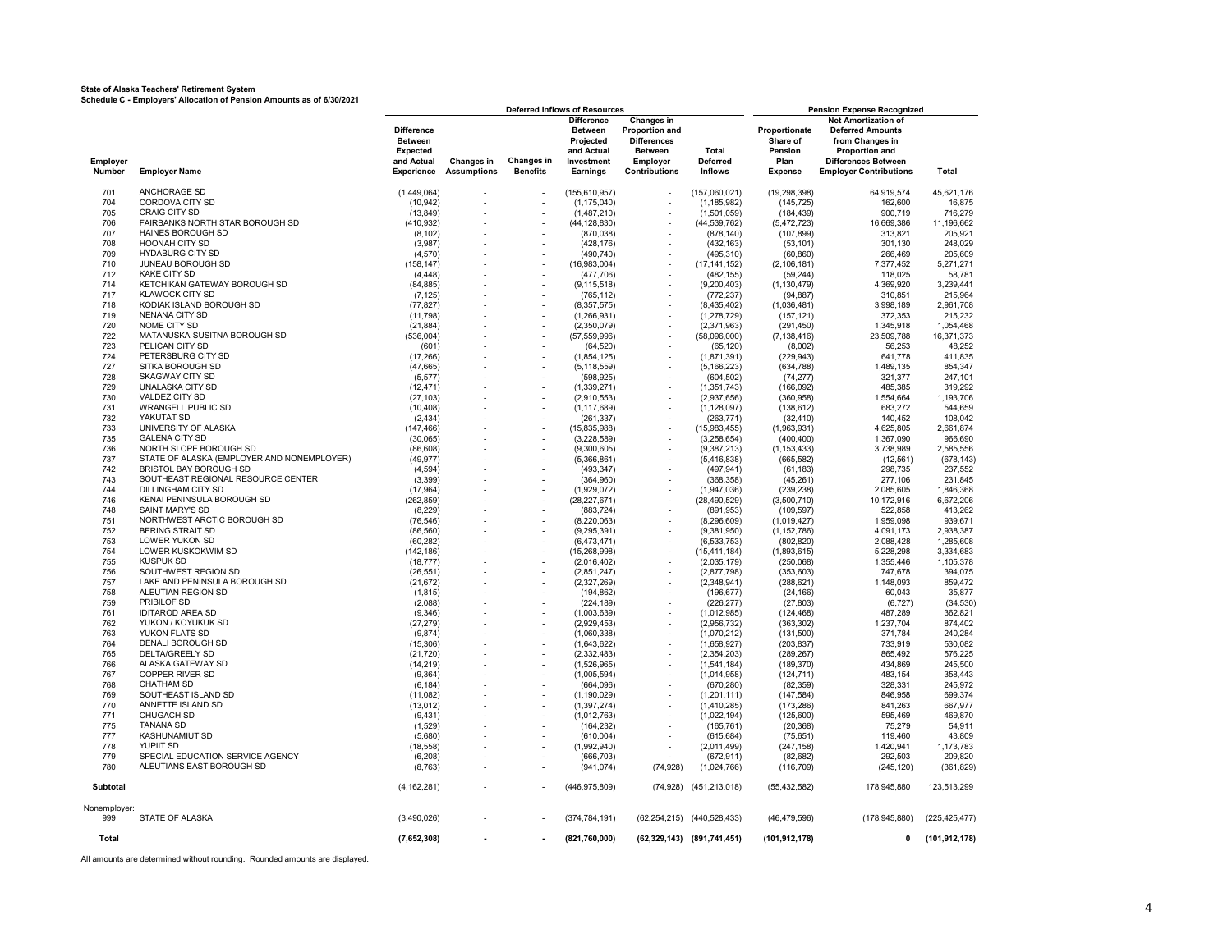**State of Alaska Teachers' Retirement System**
**Schedule C - Employers' Allocation of Pension Amounts as of 6/30/2021**

| | | Deferred Inflows of Resources | | | | | | Pension Expense Recognized | | |
|---|---|---|---|---|---|---|---|---|---|---|
| Employer Number | Employer Name | Difference Between Expected and Actual Experience | Changes in Assumptions | Changes in Benefits | Difference Between Projected and Actual Investment Earnings | Changes in Proportion and Differences Between Employer Contributions | Total Deferred Inflows | Proportionate Share of Pension Plan Expense | Net Amortization of Deferred Amounts from Changes in Proportion and Differences Between Employer Contributions | Total |
| 701 | ANCHORAGE SD | (1,449,064) | - | - | (155,610,957) | - | (157,060,021) | (19,298,398) | 64,919,574 | 45,621,176 |
| 704 | CORDOVA CITY SD | (10,942) | - | - | (1,175,040) | - | (1,185,982) | (145,725) | 162,600 | 16,875 |
| 705 | CRAIG CITY SD | (13,849) | - | - | (1,487,210) | - | (1,501,059) | (184,439) | 900,719 | 716,279 |
| 706 | FAIRBANKS NORTH STAR BOROUGH SD | (410,932) | - | - | (44,128,830) | - | (44,539,762) | (5,472,723) | 16,669,386 | 11,196,662 |
| 707 | HAINES BOROUGH SD | (8,102) | - | - | (870,038) | - | (878,140) | (107,899) | 313,821 | 205,921 |
| 708 | HOONAH CITY SD | (3,987) | - | - | (428,176) | - | (432,163) | (53,101) | 301,130 | 248,029 |
| 709 | HYDABURG CITY SD | (4,570) | - | - | (490,740) | - | (495,310) | (60,860) | 266,469 | 205,609 |
| 710 | JUNEAU BOROUGH SD | (158,147) | - | - | (16,983,004) | - | (17,141,152) | (2,106,181) | 7,377,452 | 5,271,271 |
| 712 | KAKE CITY SD | (4,448) | - | - | (477,706) | - | (482,155) | (59,244) | 118,025 | 58,781 |
| 714 | KETCHIKAN GATEWAY BOROUGH SD | (84,885) | - | - | (9,115,518) | - | (9,200,403) | (1,130,479) | 4,369,920 | 3,239,441 |
| 717 | KLAWOCK CITY SD | (7,125) | - | - | (765,112) | - | (772,237) | (94,887) | 310,851 | 215,964 |
| 718 | KODIAK ISLAND BOROUGH SD | (77,827) | - | - | (8,357,575) | - | (8,435,402) | (1,036,481) | 3,998,189 | 2,961,708 |
| 719 | NENANA CITY SD | (11,798) | - | - | (1,266,931) | - | (1,278,729) | (157,121) | 372,353 | 215,232 |
| 720 | NOME CITY SD | (21,884) | - | - | (2,350,079) | - | (2,371,963) | (291,450) | 1,345,918 | 1,054,468 |
| 722 | MATANUSKA-SUSITNA BOROUGH SD | (536,004) | - | - | (57,559,996) | - | (58,096,000) | (7,138,416) | 23,509,788 | 16,371,373 |
| 723 | PELICAN CITY SD | (601) | - | - | (64,520) | - | (65,120) | (8,002) | 56,253 | 48,252 |
| 724 | PETERSBURG CITY SD | (17,266) | - | - | (1,854,125) | - | (1,871,391) | (229,943) | 641,778 | 411,835 |
| 727 | SITKA BOROUGH SD | (47,665) | - | - | (5,118,559) | - | (5,166,223) | (634,788) | 1,489,135 | 854,347 |
| 728 | SKAGWAY CITY SD | (5,577) | - | - | (598,925) | - | (604,502) | (74,277) | 321,377 | 247,101 |
| 729 | UNALASKA CITY SD | (12,471) | - | - | (1,339,271) | - | (1,351,743) | (166,092) | 485,385 | 319,292 |
| 730 | VALDEZ CITY SD | (27,103) | - | - | (2,910,553) | - | (2,937,656) | (360,958) | 1,554,664 | 1,193,706 |
| 731 | WRANGELL PUBLIC SD | (10,408) | - | - | (1,117,689) | - | (1,128,097) | (138,612) | 683,272 | 544,659 |
| 732 | YAKUTAT SD | (2,434) | - | - | (261,337) | - | (263,771) | (32,410) | 140,452 | 108,042 |
| 733 | UNIVERSITY OF ALASKA | (147,466) | - | - | (15,835,988) | - | (15,983,455) | (1,963,931) | 4,625,805 | 2,661,874 |
| 735 | GALENA CITY SD | (30,065) | - | - | (3,228,589) | - | (3,258,654) | (400,400) | 1,367,090 | 966,690 |
| 736 | NORTH SLOPE BOROUGH SD | (86,608) | - | - | (9,300,605) | - | (9,387,213) | (1,153,433) | 3,738,989 | 2,585,556 |
| 737 | STATE OF ALASKA (EMPLOYER AND NONEMPLOYER) | (49,977) | - | - | (5,366,861) | - | (5,416,838) | (665,582) | (12,561) | (678,143) |
| 742 | BRISTOL BAY BOROUGH SD | (4,594) | - | - | (493,347) | - | (497,941) | (61,183) | 298,735 | 237,552 |
| 743 | SOUTHEAST REGIONAL RESOURCE CENTER | (3,399) | - | - | (364,960) | - | (368,358) | (45,261) | 277,106 | 231,845 |
| 744 | DILLINGHAM CITY SD | (17,964) | - | - | (1,929,072) | - | (1,947,036) | (239,238) | 2,085,605 | 1,846,368 |
| 746 | KENAI PENINSULA BOROUGH SD | (262,859) | - | - | (28,227,671) | - | (28,490,529) | (3,500,710) | 10,172,916 | 6,672,206 |
| 748 | SAINT MARY'S SD | (8,229) | - | - | (883,724) | - | (891,953) | (109,597) | 522,858 | 413,262 |
| 751 | NORTHWEST ARCTIC BOROUGH SD | (76,546) | - | - | (8,220,063) | - | (8,296,609) | (1,019,427) | 1,959,098 | 939,671 |
| 752 | BERING STRAIT SD | (86,560) | - | - | (9,295,391) | - | (9,381,950) | (1,152,786) | 4,091,173 | 2,938,387 |
| 753 | LOWER YUKON SD | (60,282) | - | - | (6,473,471) | - | (6,533,753) | (802,820) | 2,088,428 | 1,285,608 |
| 754 | LOWER KUSKOKWIM SD | (142,186) | - | - | (15,268,998) | - | (15,411,184) | (1,893,615) | 5,228,298 | 3,334,683 |
| 755 | KUSPUK SD | (18,777) | - | - | (2,016,402) | - | (2,035,179) | (250,068) | 1,355,446 | 1,105,378 |
| 756 | SOUTHWEST REGION SD | (26,551) | - | - | (2,851,247) | - | (2,877,798) | (353,603) | 747,678 | 394,075 |
| 757 | LAKE AND PENINSULA BOROUGH SD | (21,672) | - | - | (2,327,269) | - | (2,348,941) | (288,621) | 1,148,093 | 859,472 |
| 758 | ALEUTIAN REGION SD | (1,815) | - | - | (194,862) | - | (196,677) | (24,166) | 60,043 | 35,877 |
| 759 | PRIBILOF SD | (2,088) | - | - | (224,189) | - | (226,277) | (27,803) | (6,727) | (34,530) |
| 761 | IDITAROD AREA SD | (9,346) | - | - | (1,003,639) | - | (1,012,985) | (124,468) | 487,289 | 362,821 |
| 762 | YUKON / KOYUKUK SD | (27,279) | - | - | (2,929,453) | - | (2,956,732) | (363,302) | 1,237,704 | 874,402 |
| 763 | YUKON FLATS SD | (9,874) | - | - | (1,060,338) | - | (1,070,212) | (131,500) | 371,784 | 240,284 |
| 764 | DENALI BOROUGH SD | (15,306) | - | - | (1,643,622) | - | (1,658,927) | (203,837) | 733,919 | 530,082 |
| 765 | DELTA/GREELY SD | (21,720) | - | - | (2,332,483) | - | (2,354,203) | (289,267) | 865,492 | 576,225 |
| 766 | ALASKA GATEWAY SD | (14,219) | - | - | (1,526,965) | - | (1,541,184) | (189,370) | 434,869 | 245,500 |
| 767 | COPPER RIVER SD | (9,364) | - | - | (1,005,594) | - | (1,014,958) | (124,711) | 483,154 | 358,443 |
| 768 | CHATHAM SD | (6,184) | - | - | (664,096) | - | (670,280) | (82,359) | 328,331 | 245,972 |
| 769 | SOUTHEAST ISLAND SD | (11,082) | - | - | (1,190,029) | - | (1,201,111) | (147,584) | 846,958 | 699,374 |
| 770 | ANNETTE ISLAND SD | (13,012) | - | - | (1,397,274) | - | (1,410,285) | (173,286) | 841,263 | 667,977 |
| 771 | CHUGACH SD | (9,431) | - | - | (1,012,763) | - | (1,022,194) | (125,600) | 595,469 | 469,870 |
| 775 | TANANA SD | (1,529) | - | - | (164,232) | - | (165,761) | (20,368) | 75,279 | 54,911 |
| 777 | KASHUNAMIUT SD | (5,680) | - | - | (610,004) | - | (615,684) | (75,651) | 119,460 | 43,809 |
| 778 | YUPIIT SD | (18,558) | - | - | (1,992,940) | - | (2,011,499) | (247,158) | 1,420,941 | 1,173,783 |
| 779 | SPECIAL EDUCATION SERVICE AGENCY | (6,208) | - | - | (666,703) | - | (672,911) | (82,682) | 292,503 | 209,820 |
| 780 | ALEUTIANS EAST BOROUGH SD | (8,763) | - | - | (941,074) | (74,928) | (1,024,766) | (116,709) | (245,120) | (361,829) |
| **Subtotal** | | (4,162,281) | - | - | (446,975,809) | (74,928) | (451,213,018) | (55,432,582) | 178,945,880 | 123,513,299 |
| Nonemployer: | | | | | | | | | | |
| 999 | STATE OF ALASKA | (3,490,026) | - | - | (374,784,191) | (62,254,215) | (440,528,433) | (46,479,596) | (178,945,880) | (225,425,477) |
| **Total** | | (7,652,308) | - | - | (821,760,000) | (62,329,143) | (891,741,451) | (101,912,178) | 0 | (101,912,178) |

All amounts are determined without rounding. Rounded amounts are displayed.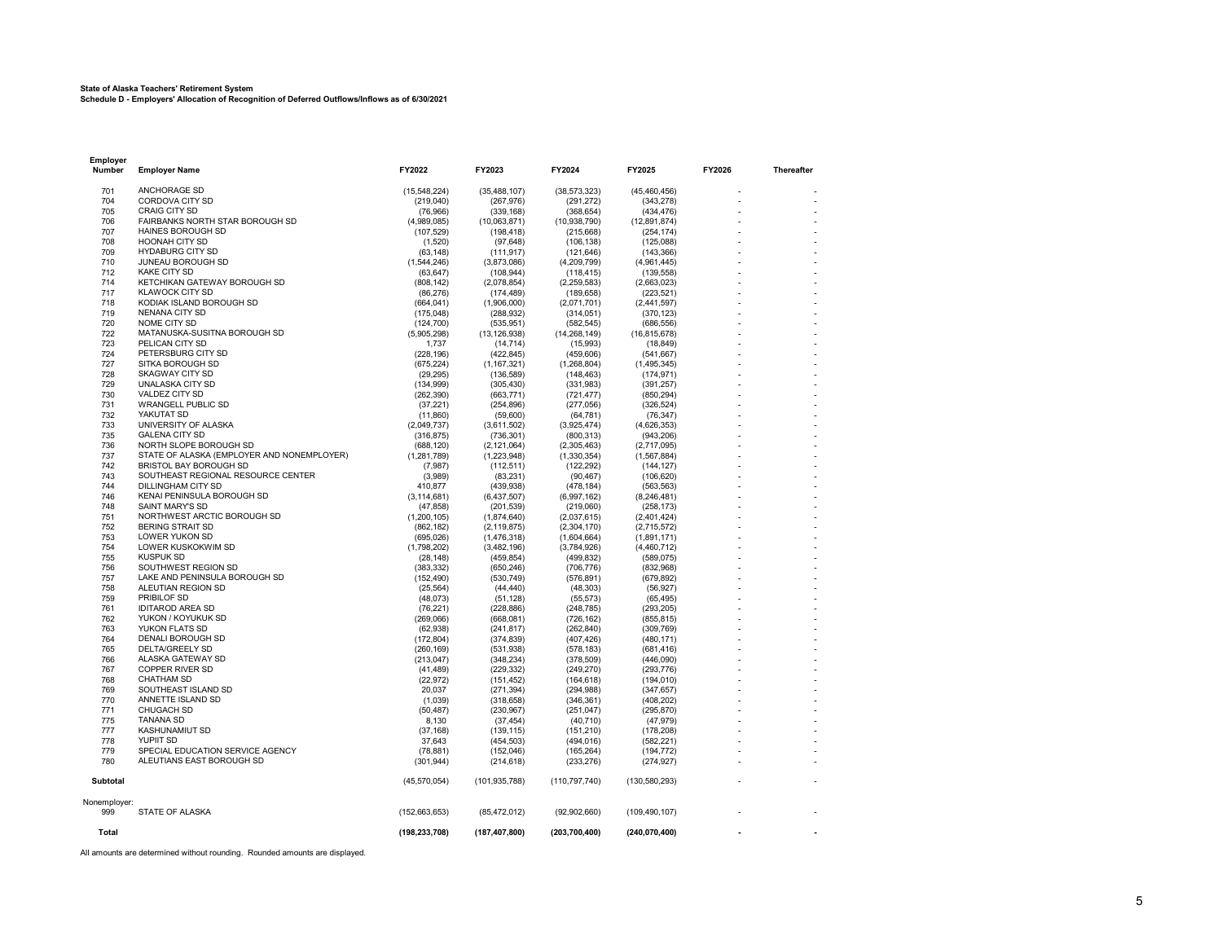**State of Alaska Teachers' Retirement System**
**Schedule D - Employers' Allocation of Recognition of Deferred Outflows/Inflows as of 6/30/2021**

| Employer Number | Employer Name | FY2022 | FY2023 | FY2024 | FY2025 | FY2026 | Thereafter |
|---|---|---|---|---|---|---|---|
| 701 | ANCHORAGE SD | (15,548,224) | (35,488,107) | (38,573,323) | (45,460,456) | - | - |
| 704 | CORDOVA CITY SD | (219,040) | (267,976) | (291,272) | (343,278) | - | - |
| 705 | CRAIG CITY SD | (76,966) | (339,168) | (368,654) | (434,476) | - | - |
| 706 | FAIRBANKS NORTH STAR BOROUGH SD | (4,989,085) | (10,063,871) | (10,938,790) | (12,891,874) | - | - |
| 707 | HAINES BOROUGH SD | (107,529) | (198,418) | (215,668) | (254,174) | - | - |
| 708 | HOONAH CITY SD | (1,520) | (97,648) | (106,138) | (125,088) | - | - |
| 709 | HYDABURG CITY SD | (63,148) | (111,917) | (121,646) | (143,366) | - | - |
| 710 | JUNEAU BOROUGH SD | (1,544,246) | (3,873,086) | (4,209,799) | (4,961,445) | - | - |
| 712 | KAKE CITY SD | (63,647) | (108,944) | (118,415) | (139,558) | - | - |
| 714 | KETCHIKAN GATEWAY BOROUGH SD | (808,142) | (2,078,854) | (2,259,583) | (2,663,023) | - | - |
| 717 | KLAWOCK CITY SD | (86,276) | (174,489) | (189,658) | (223,521) | - | - |
| 718 | KODIAK ISLAND BOROUGH SD | (664,041) | (1,906,000) | (2,071,701) | (2,441,597) | - | - |
| 719 | NENANA CITY SD | (175,048) | (288,932) | (314,051) | (370,123) | - | - |
| 720 | NOME CITY SD | (124,700) | (535,951) | (582,545) | (686,556) | - | - |
| 722 | MATANUSKA-SUSITNA BOROUGH SD | (5,905,298) | (13,126,938) | (14,268,149) | (16,815,678) | - | - |
| 723 | PELICAN CITY SD | 1,737 | (14,714) | (15,993) | (18,849) | - | - |
| 724 | PETERSBURG CITY SD | (228,196) | (422,845) | (459,606) | (541,667) | - | - |
| 727 | SITKA BOROUGH SD | (675,224) | (1,167,321) | (1,268,804) | (1,495,345) | - | - |
| 728 | SKAGWAY CITY SD | (29,295) | (136,589) | (148,463) | (174,971) | - | - |
| 729 | UNALASKA CITY SD | (134,999) | (305,430) | (331,983) | (391,257) | - | - |
| 730 | VALDEZ CITY SD | (262,390) | (663,771) | (721,477) | (850,294) | - | - |
| 731 | WRANGELL PUBLIC SD | (37,221) | (254,896) | (277,056) | (326,524) | - | - |
| 732 | YAKUTAT SD | (11,860) | (59,600) | (64,781) | (76,347) | - | - |
| 733 | UNIVERSITY OF ALASKA | (2,049,737) | (3,611,502) | (3,925,474) | (4,626,353) | - | - |
| 735 | GALENA CITY SD | (316,875) | (736,301) | (800,313) | (943,206) | - | - |
| 736 | NORTH SLOPE BOROUGH SD | (688,120) | (2,121,064) | (2,305,463) | (2,717,095) | - | - |
| 737 | STATE OF ALASKA (EMPLOYER AND NONEMPLOYER) | (1,281,789) | (1,223,948) | (1,330,354) | (1,567,884) | - | - |
| 742 | BRISTOL BAY BOROUGH SD | (7,987) | (112,511) | (122,292) | (144,127) | - | - |
| 743 | SOUTHEAST REGIONAL RESOURCE CENTER | (3,989) | (83,231) | (90,467) | (106,620) | - | - |
| 744 | DILLINGHAM CITY SD | 410,877 | (439,938) | (478,184) | (563,563) | - | - |
| 746 | KENAI PENINSULA BOROUGH SD | (3,114,681) | (6,437,507) | (6,997,162) | (8,246,481) | - | - |
| 748 | SAINT MARY'S SD | (47,858) | (201,539) | (219,060) | (258,173) | - | - |
| 751 | NORTHWEST ARCTIC BOROUGH SD | (1,200,105) | (1,874,640) | (2,037,615) | (2,401,424) | - | - |
| 752 | BERING STRAIT SD | (862,182) | (2,119,875) | (2,304,170) | (2,715,572) | - | - |
| 753 | LOWER YUKON SD | (695,026) | (1,476,318) | (1,604,664) | (1,891,171) | - | - |
| 754 | LOWER KUSKOKWIM SD | (1,798,202) | (3,482,196) | (3,784,926) | (4,460,712) | - | - |
| 755 | KUSPUK SD | (28,148) | (459,854) | (499,832) | (589,075) | - | - |
| 756 | SOUTHWEST REGION SD | (383,332) | (650,246) | (706,776) | (832,968) | - | - |
| 757 | LAKE AND PENINSULA BOROUGH SD | (152,490) | (530,749) | (576,891) | (679,892) | - | - |
| 758 | ALEUTIAN REGION SD | (25,564) | (44,440) | (48,303) | (56,927) | - | - |
| 759 | PRIBILOF SD | (48,073) | (51,128) | (55,573) | (65,495) | - | - |
| 761 | IDITAROD AREA SD | (76,221) | (228,886) | (248,785) | (293,205) | - | - |
| 762 | YUKON / KOYUKUK SD | (269,066) | (668,081) | (726,162) | (855,815) | - | - |
| 763 | YUKON FLATS SD | (62,938) | (241,817) | (262,840) | (309,769) | - | - |
| 764 | DENALI BOROUGH SD | (172,804) | (374,839) | (407,426) | (480,171) | - | - |
| 765 | DELTA/GREELY SD | (260,169) | (531,938) | (578,183) | (681,416) | - | - |
| 766 | ALASKA GATEWAY SD | (213,047) | (348,234) | (378,509) | (446,090) | - | - |
| 767 | COPPER RIVER SD | (41,489) | (229,332) | (249,270) | (293,776) | - | - |
| 768 | CHATHAM SD | (22,972) | (151,452) | (164,618) | (194,010) | - | - |
| 769 | SOUTHEAST ISLAND SD | 20,037 | (271,394) | (294,988) | (347,657) | - | - |
| 770 | ANNETTE ISLAND SD | (1,039) | (318,658) | (346,361) | (408,202) | - | - |
| 771 | CHUGACH SD | (50,487) | (230,967) | (251,047) | (295,870) | - | - |
| 775 | TANANA SD | 8,130 | (37,454) | (40,710) | (47,979) | - | - |
| 777 | KASHUNAMIUT SD | (37,168) | (139,115) | (151,210) | (178,208) | - | - |
| 778 | YUPIIT SD | 37,643 | (454,503) | (494,016) | (582,221) | - | - |
| 779 | SPECIAL EDUCATION SERVICE AGENCY | (78,881) | (152,046) | (165,264) | (194,772) | - | - |
| 780 | ALEUTIANS EAST BOROUGH SD | (301,944) | (214,618) | (233,276) | (274,927) | - | - |
| **Subtotal** | | (45,570,054) | (101,935,788) | (110,797,740) | (130,580,293) | - | - |
| Nonemployer: | | | | | | | |
| 999 | STATE OF ALASKA | (152,663,653) | (85,472,012) | (92,902,660) | (109,490,107) | - | - |
| **Total** | | **(198,233,708)** | **(187,407,800)** | **(203,700,400)** | **(240,070,400)** | **-** | **-** |

All amounts are determined without rounding. Rounded amounts are displayed.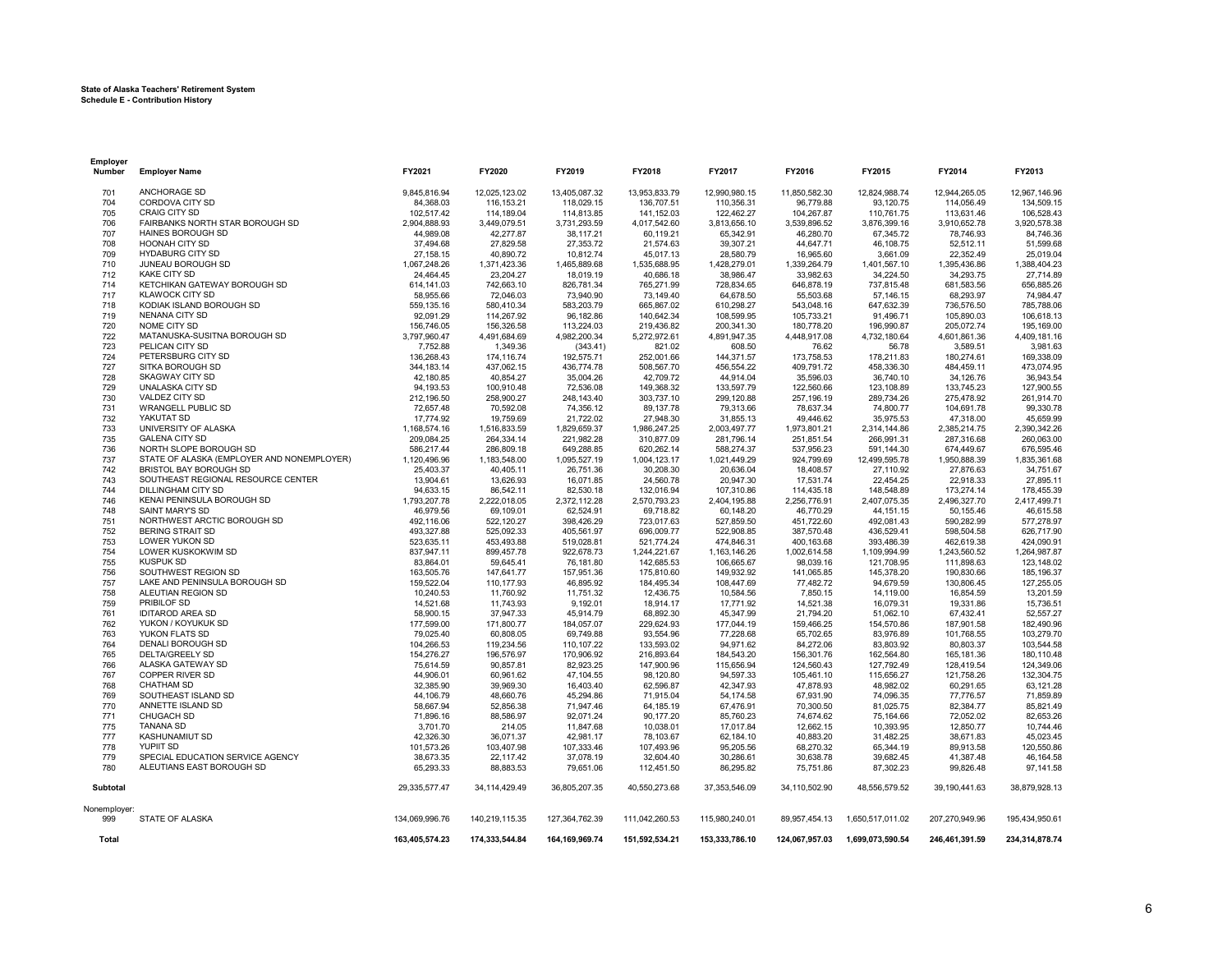**State of Alaska Teachers' Retirement System**
**Schedule E - Contribution History**

| Employer Number | Employer Name | FY2021 | FY2020 | FY2019 | FY2018 | FY2017 | FY2016 | FY2015 | FY2014 | FY2013 |
|---|---|---|---|---|---|---|---|---|---|---|
| 701 | ANCHORAGE SD | 9,845,816.94 | 12,025,123.02 | 13,405,087.32 | 13,953,833.79 | 12,990,980.15 | 11,850,582.30 | 12,824,988.74 | 12,944,265.05 | 12,967,146.96 |
| 704 | CORDOVA CITY SD | 84,368.03 | 116,153.21 | 118,029.15 | 136,707.51 | 110,356.31 | 96,779.88 | 93,120.75 | 114,056.49 | 134,509.15 |
| 705 | CRAIG CITY SD | 102,517.42 | 114,189.04 | 114,813.85 | 141,152.03 | 122,462.27 | 104,267.87 | 110,761.75 | 113,631.46 | 106,528.43 |
| 706 | FAIRBANKS NORTH STAR BOROUGH SD | 2,904,888.93 | 3,449,079.51 | 3,731,293.59 | 4,017,542.60 | 3,813,656.10 | 3,539,896.52 | 3,876,399.16 | 3,910,652.78 | 3,920,578.38 |
| 707 | HAINES BOROUGH SD | 44,989.08 | 42,277.87 | 38,117.21 | 60,119.21 | 65,342.91 | 46,280.70 | 67,345.72 | 78,746.93 | 84,746.36 |
| 708 | HOONAH CITY SD | 37,494.68 | 27,829.58 | 27,353.72 | 21,574.63 | 39,307.21 | 44,647.71 | 46,108.75 | 52,512.11 | 51,599.68 |
| 709 | HYDABURG CITY SD | 27,158.15 | 40,890.72 | 10,812.74 | 45,017.13 | 28,580.79 | 16,965.60 | 3,661.09 | 22,352.49 | 25,019.04 |
| 710 | JUNEAU BOROUGH SD | 1,067,248.26 | 1,371,423.36 | 1,465,889.68 | 1,535,688.95 | 1,428,279.01 | 1,339,264.79 | 1,401,567.10 | 1,395,436.86 | 1,388,404.23 |
| 712 | KAKE CITY SD | 24,464.45 | 23,204.27 | 18,019.19 | 40,686.18 | 38,986.47 | 33,982.63 | 34,224.50 | 34,293.75 | 27,714.89 |
| 714 | KETCHIKAN GATEWAY BOROUGH SD | 614,141.03 | 742,663.10 | 826,781.34 | 765,271.99 | 728,834.65 | 646,878.19 | 737,815.48 | 681,583.56 | 656,885.26 |
| 717 | KLAWOCK CITY SD | 58,955.66 | 72,046.03 | 73,940.90 | 73,149.40 | 64,678.50 | 55,503.68 | 57,146.15 | 68,293.97 | 74,984.47 |
| 718 | KODIAK ISLAND BOROUGH SD | 559,135.16 | 580,410.34 | 583,203.79 | 665,867.02 | 610,298.27 | 543,048.16 | 647,632.39 | 736,576.50 | 785,788.06 |
| 719 | NENANA CITY SD | 92,091.29 | 114,267.92 | 96,182.86 | 140,642.34 | 108,599.95 | 105,733.21 | 91,496.71 | 105,890.03 | 106,618.13 |
| 720 | NOME CITY SD | 156,746.05 | 156,326.58 | 113,224.03 | 219,436.82 | 200,341.30 | 180,778.20 | 196,990.87 | 205,072.74 | 195,169.00 |
| 722 | MATANUSKA-SUSITNA BOROUGH SD | 3,797,960.47 | 4,491,684.69 | 4,982,200.34 | 5,272,972.61 | 4,891,947.35 | 4,448,917.08 | 4,732,180.64 | 4,601,861.36 | 4,409,181.16 |
| 723 | PELICAN CITY SD | 7,752.88 | 1,349.36 | (343.41) | 821.02 | 608.50 | 76.62 | 56.78 | 3,589.51 | 3,981.63 |
| 724 | PETERSBURG CITY SD | 136,268.43 | 174,116.74 | 192,575.71 | 252,001.66 | 144,371.57 | 173,758.53 | 178,211.83 | 180,274.61 | 169,338.09 |
| 727 | SITKA BOROUGH SD | 344,183.14 | 437,062.15 | 436,774.78 | 508,567.70 | 456,554.22 | 409,791.72 | 458,336.30 | 484,459.11 | 473,074.95 |
| 728 | SKAGWAY CITY SD | 42,180.85 | 40,854.27 | 35,004.26 | 42,709.72 | 44,914.04 | 35,596.03 | 36,740.10 | 34,126.76 | 36,943.54 |
| 729 | UNALASKA CITY SD | 94,193.53 | 100,910.48 | 72,536.08 | 149,368.32 | 133,597.79 | 122,560.66 | 123,108.89 | 133,745.23 | 127,900.55 |
| 730 | VALDEZ CITY SD | 212,196.50 | 258,900.27 | 248,143.40 | 303,737.10 | 299,120.88 | 257,196.19 | 289,734.26 | 275,478.92 | 261,914.70 |
| 731 | WRANGELL PUBLIC SD | 72,657.48 | 70,592.08 | 74,356.12 | 89,137.78 | 79,313.66 | 78,637.34 | 74,800.77 | 104,691.78 | 99,330.78 |
| 732 | YAKUTAT SD | 17,774.92 | 19,759.69 | 21,722.02 | 27,948.30 | 31,855.13 | 49,446.62 | 35,975.53 | 47,318.00 | 45,659.99 |
| 733 | UNIVERSITY OF ALASKA | 1,168,574.16 | 1,516,833.59 | 1,829,659.37 | 1,986,247.25 | 2,003,497.77 | 1,973,801.21 | 2,314,144.86 | 2,385,214.75 | 2,390,342.26 |
| 735 | GALENA CITY SD | 209,084.25 | 264,334.14 | 221,982.28 | 310,877.09 | 281,796.14 | 251,851.54 | 266,991.31 | 287,316.68 | 260,063.00 |
| 736 | NORTH SLOPE BOROUGH SD | 586,217.44 | 286,809.18 | 649,288.85 | 620,262.14 | 588,274.37 | 537,956.23 | 591,144.30 | 674,449.67 | 676,595.46 |
| 737 | STATE OF ALASKA (EMPLOYER AND NONEMPLOYER) | 1,120,496.96 | 1,183,548.00 | 1,095,527.19 | 1,004,123.17 | 1,021,449.29 | 924,799.69 | 12,499,595.78 | 1,950,888.39 | 1,835,361.68 |
| 742 | BRISTOL BAY BOROUGH SD | 25,403.37 | 40,405.11 | 26,751.36 | 30,208.30 | 20,636.04 | 18,408.57 | 27,110.92 | 27,876.63 | 34,751.67 |
| 743 | SOUTHEAST REGIONAL RESOURCE CENTER | 13,904.61 | 13,626.93 | 16,071.85 | 24,560.78 | 20,947.30 | 17,531.74 | 22,454.25 | 22,918.33 | 27,895.11 |
| 744 | DILLINGHAM CITY SD | 94,633.15 | 86,542.11 | 82,530.18 | 132,016.94 | 107,310.86 | 114,435.18 | 148,548.89 | 173,274.14 | 178,455.39 |
| 746 | KENAI PENINSULA BOROUGH SD | 1,793,207.78 | 2,222,018.05 | 2,372,112.28 | 2,570,793.23 | 2,404,195.88 | 2,256,776.91 | 2,407,075.35 | 2,496,327.70 | 2,417,499.71 |
| 748 | SAINT MARY'S SD | 46,979.56 | 69,109.01 | 62,524.91 | 69,718.82 | 60,148.20 | 46,770.29 | 44,151.15 | 50,155.46 | 46,615.58 |
| 751 | NORTHWEST ARCTIC BOROUGH SD | 492,116.06 | 522,120.27 | 398,426.29 | 723,017.63 | 527,859.50 | 451,722.60 | 492,081.43 | 590,282.99 | 577,278.97 |
| 752 | BERING STRAIT SD | 493,327.88 | 525,092.33 | 405,561.97 | 696,009.77 | 522,908.85 | 387,570.48 | 436,529.41 | 598,504.58 | 626,717.90 |
| 753 | LOWER YUKON SD | 523,635.11 | 453,493.88 | 519,028.81 | 521,774.24 | 474,846.31 | 400,163.68 | 393,486.39 | 462,619.38 | 424,090.91 |
| 754 | LOWER KUSKOKWIM SD | 837,947.11 | 899,457.78 | 922,678.73 | 1,244,221.67 | 1,163,146.26 | 1,002,614.58 | 1,109,994.99 | 1,243,560.52 | 1,264,987.87 |
| 755 | KUSPUK SD | 83,864.01 | 59,645.41 | 76,181.80 | 142,685.53 | 106,665.67 | 98,039.16 | 121,708.95 | 111,898.63 | 123,148.02 |
| 756 | SOUTHWEST REGION SD | 163,505.76 | 147,641.77 | 157,951.36 | 175,810.60 | 149,932.92 | 141,065.85 | 145,378.20 | 190,830.66 | 185,196.37 |
| 757 | LAKE AND PENINSULA BOROUGH SD | 159,522.04 | 110,177.93 | 46,895.92 | 184,495.34 | 108,447.69 | 77,482.72 | 94,679.59 | 130,806.45 | 127,255.05 |
| 758 | ALEUTIAN REGION SD | 10,240.53 | 11,760.92 | 11,751.32 | 12,436.75 | 10,584.56 | 7,850.15 | 14,119.00 | 16,854.59 | 13,201.59 |
| 759 | PRIBILOF SD | 14,521.68 | 11,743.93 | 9,192.01 | 18,914.17 | 17,771.92 | 14,521.38 | 16,079.31 | 19,331.86 | 15,736.51 |
| 761 | IDITAROD AREA SD | 58,900.15 | 37,947.33 | 45,914.79 | 68,892.30 | 45,347.99 | 21,794.20 | 51,062.10 | 67,432.41 | 52,557.27 |
| 762 | YUKON / KOYUKUK SD | 177,599.00 | 171,800.77 | 184,057.07 | 229,624.93 | 177,044.19 | 159,466.25 | 154,570.86 | 187,901.58 | 182,490.96 |
| 763 | YUKON FLATS SD | 79,025.40 | 60,808.05 | 69,749.88 | 93,554.96 | 77,228.68 | 65,702.65 | 83,976.89 | 101,768.55 | 103,279.70 |
| 764 | DENALI BOROUGH SD | 104,266.53 | 119,234.56 | 110,107.22 | 133,593.02 | 94,971.62 | 84,272.06 | 83,803.92 | 80,803.37 | 103,544.58 |
| 765 | DELTA/GREELY SD | 154,276.27 | 196,576.97 | 170,906.92 | 216,893.64 | 184,543.20 | 156,301.76 | 162,564.80 | 165,181.36 | 180,110.48 |
| 766 | ALASKA GATEWAY SD | 75,614.59 | 90,857.81 | 82,923.25 | 147,900.96 | 115,656.94 | 124,560.43 | 127,792.49 | 128,419.54 | 124,349.06 |
| 767 | COPPER RIVER SD | 44,906.01 | 60,961.62 | 47,104.55 | 98,120.80 | 94,597.33 | 105,461.10 | 115,656.27 | 121,758.26 | 132,304.75 |
| 768 | CHATHAM SD | 32,385.90 | 39,969.30 | 16,403.40 | 62,596.87 | 42,347.93 | 47,878.93 | 48,982.02 | 60,291.65 | 63,121.28 |
| 769 | SOUTHEAST ISLAND SD | 44,106.79 | 48,660.76 | 45,294.86 | 71,915.04 | 54,174.58 | 67,931.90 | 74,096.35 | 77,776.57 | 71,859.89 |
| 770 | ANNETTE ISLAND SD | 58,667.94 | 52,856.38 | 71,947.46 | 64,185.19 | 67,476.91 | 70,300.50 | 81,025.75 | 82,384.77 | 85,821.49 |
| 771 | CHUGACH SD | 71,896.16 | 88,586.97 | 92,071.24 | 90,177.20 | 85,760.23 | 74,674.62 | 75,164.66 | 72,052.02 | 82,653.26 |
| 775 | TANANA SD | 3,701.70 | 214.05 | 11,847.68 | 10,038.01 | 17,017.84 | 12,662.15 | 10,393.95 | 12,850.77 | 10,744.46 |
| 777 | KASHUNAMIUT SD | 42,326.30 | 36,071.37 | 42,981.17 | 78,103.67 | 62,184.10 | 40,883.20 | 31,482.25 | 38,671.83 | 45,023.45 |
| 778 | YUPIIT SD | 101,573.26 | 103,407.98 | 107,333.46 | 107,493.96 | 95,205.56 | 68,270.32 | 65,344.19 | 89,913.58 | 120,550.86 |
| 779 | SPECIAL EDUCATION SERVICE AGENCY | 38,673.35 | 22,117.42 | 37,078.19 | 32,604.40 | 30,286.61 | 30,638.78 | 39,682.45 | 41,387.48 | 46,164.58 |
| 780 | ALEUTIANS EAST BOROUGH SD | 65,293.33 | 88,883.53 | 79,651.06 | 112,451.50 | 86,295.82 | 75,751.86 | 87,302.23 | 99,826.48 | 97,141.58 |
| **Subtotal** | | 29,335,577.47 | 34,114,429.49 | 36,805,207.35 | 40,550,273.68 | 37,353,546.09 | 34,110,502.90 | 48,556,579.52 | 39,190,441.63 | 38,879,928.13 |
| Nonemployer: | | | | | | | | | | |
| 999 | STATE OF ALASKA | 134,069,996.76 | 140,219,115.35 | 127,364,762.39 | 111,042,260.53 | 115,980,240.01 | 89,957,454.13 | 1,650,517,011.02 | 207,270,949.96 | 195,434,950.61 |
| **Total** | | **163,405,574.23** | **174,333,544.84** | **164,169,969.74** | **151,592,534.21** | **153,333,786.10** | **124,067,957.03** | **1,699,073,590.54** | **246,461,391.59** | **234,314,878.74** |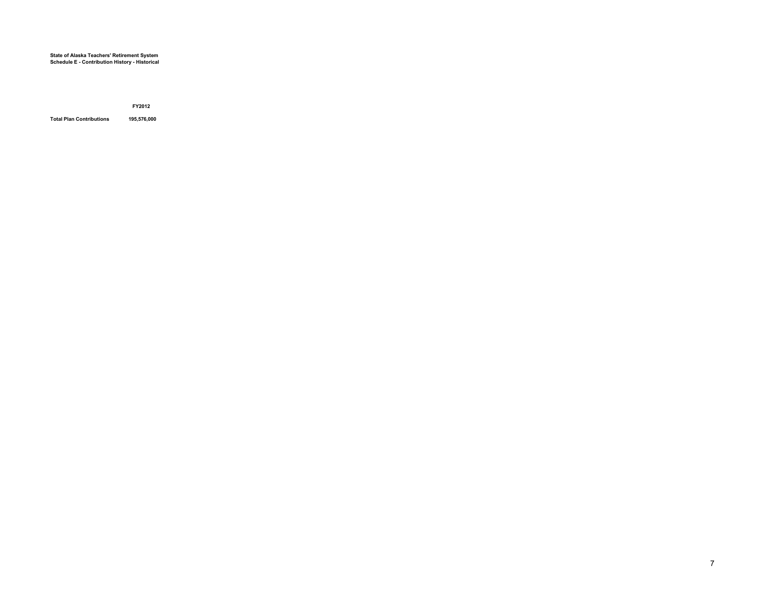**State of Alaska Teachers' Retirement System**
**Schedule E - Contribution History - Historical**

| | FY2012 |
|---|---|
| Total Plan Contributions | 195,576,000 |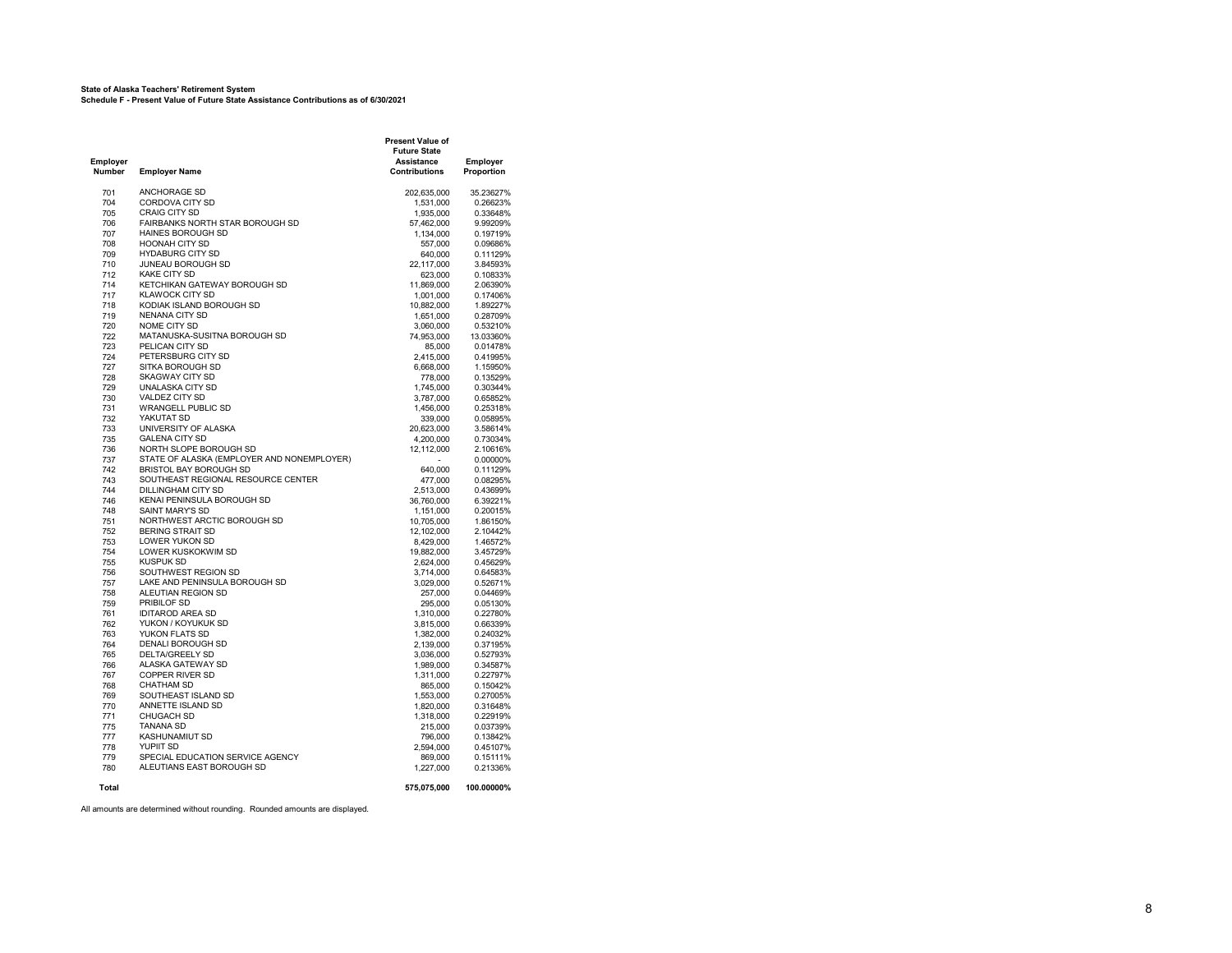**State of Alaska Teachers' Retirement System**
**Schedule F - Present Value of Future State Assistance Contributions as of 6/30/2021**

| Employer Number | Employer Name | Present Value of Future State Assistance Contributions | Employer Proportion |
|---|---|---|---|
| 701 | ANCHORAGE SD | 202,635,000 | 35.23627% |
| 704 | CORDOVA CITY SD | 1,531,000 | 0.26623% |
| 705 | CRAIG CITY SD | 1,935,000 | 0.33648% |
| 706 | FAIRBANKS NORTH STAR BOROUGH SD | 57,462,000 | 9.99209% |
| 707 | HAINES BOROUGH SD | 1,134,000 | 0.19719% |
| 708 | HOONAH CITY SD | 557,000 | 0.09686% |
| 709 | HYDABURG CITY SD | 640,000 | 0.11129% |
| 710 | JUNEAU BOROUGH SD | 22,117,000 | 3.84593% |
| 712 | KAKE CITY SD | 623,000 | 0.10833% |
| 714 | KETCHIKAN GATEWAY BOROUGH SD | 11,869,000 | 2.06390% |
| 717 | KLAWOCK CITY SD | 1,001,000 | 0.17406% |
| 718 | KODIAK ISLAND BOROUGH SD | 10,882,000 | 1.89227% |
| 719 | NENANA CITY SD | 1,651,000 | 0.28709% |
| 720 | NOME CITY SD | 3,060,000 | 0.53210% |
| 722 | MATANUSKA-SUSITNA BOROUGH SD | 74,953,000 | 13.03360% |
| 723 | PELICAN CITY SD | 85,000 | 0.01478% |
| 724 | PETERSBURG CITY SD | 2,415,000 | 0.41995% |
| 727 | SITKA BOROUGH SD | 6,668,000 | 1.15950% |
| 728 | SKAGWAY CITY SD | 778,000 | 0.13529% |
| 729 | UNALASKA CITY SD | 1,745,000 | 0.30344% |
| 730 | VALDEZ CITY SD | 3,787,000 | 0.65852% |
| 731 | WRANGELL PUBLIC SD | 1,456,000 | 0.25318% |
| 732 | YAKUTAT SD | 339,000 | 0.05895% |
| 733 | UNIVERSITY OF ALASKA | 20,623,000 | 3.58614% |
| 735 | GALENA CITY SD | 4,200,000 | 0.73034% |
| 736 | NORTH SLOPE BOROUGH SD | 12,112,000 | 2.10616% |
| 737 | STATE OF ALASKA (EMPLOYER AND NONEMPLOYER) | - | 0.00000% |
| 742 | BRISTOL BAY BOROUGH SD | 640,000 | 0.11129% |
| 743 | SOUTHEAST REGIONAL RESOURCE CENTER | 477,000 | 0.08295% |
| 744 | DILLINGHAM CITY SD | 2,513,000 | 0.43699% |
| 746 | KENAI PENINSULA BOROUGH SD | 36,760,000 | 6.39221% |
| 748 | SAINT MARY'S SD | 1,151,000 | 0.20015% |
| 751 | NORTHWEST ARCTIC BOROUGH SD | 10,705,000 | 1.86150% |
| 752 | BERING STRAIT SD | 12,102,000 | 2.10442% |
| 753 | LOWER YUKON SD | 8,429,000 | 1.46572% |
| 754 | LOWER KUSKOKWIM SD | 19,882,000 | 3.45729% |
| 755 | KUSPUK SD | 2,624,000 | 0.45629% |
| 756 | SOUTHWEST REGION SD | 3,714,000 | 0.64583% |
| 757 | LAKE AND PENINSULA BOROUGH SD | 3,029,000 | 0.52671% |
| 758 | ALEUTIAN REGION SD | 257,000 | 0.04469% |
| 759 | PRIBILOF SD | 295,000 | 0.05130% |
| 761 | IDITAROD AREA SD | 1,310,000 | 0.22780% |
| 762 | YUKON / KOYUKUK SD | 3,815,000 | 0.66339% |
| 763 | YUKON FLATS SD | 1,382,000 | 0.24032% |
| 764 | DENALI BOROUGH SD | 2,139,000 | 0.37195% |
| 765 | DELTA/GREELY SD | 3,036,000 | 0.52793% |
| 766 | ALASKA GATEWAY SD | 1,989,000 | 0.34587% |
| 767 | COPPER RIVER SD | 1,311,000 | 0.22797% |
| 768 | CHATHAM SD | 865,000 | 0.15042% |
| 769 | SOUTHEAST ISLAND SD | 1,553,000 | 0.27005% |
| 770 | ANNETTE ISLAND SD | 1,820,000 | 0.31648% |
| 771 | CHUGACH SD | 1,318,000 | 0.22919% |
| 775 | TANANA SD | 215,000 | 0.03739% |
| 777 | KASHUNAMIUT SD | 796,000 | 0.13842% |
| 778 | YUPIIT SD | 2,594,000 | 0.45107% |
| 779 | SPECIAL EDUCATION SERVICE AGENCY | 869,000 | 0.15111% |
| 780 | ALEUTIANS EAST BOROUGH SD | 1,227,000 | 0.21336% |
| **Total** | | **575,075,000** | **100.00000%** |

All amounts are determined without rounding. Rounded amounts are displayed.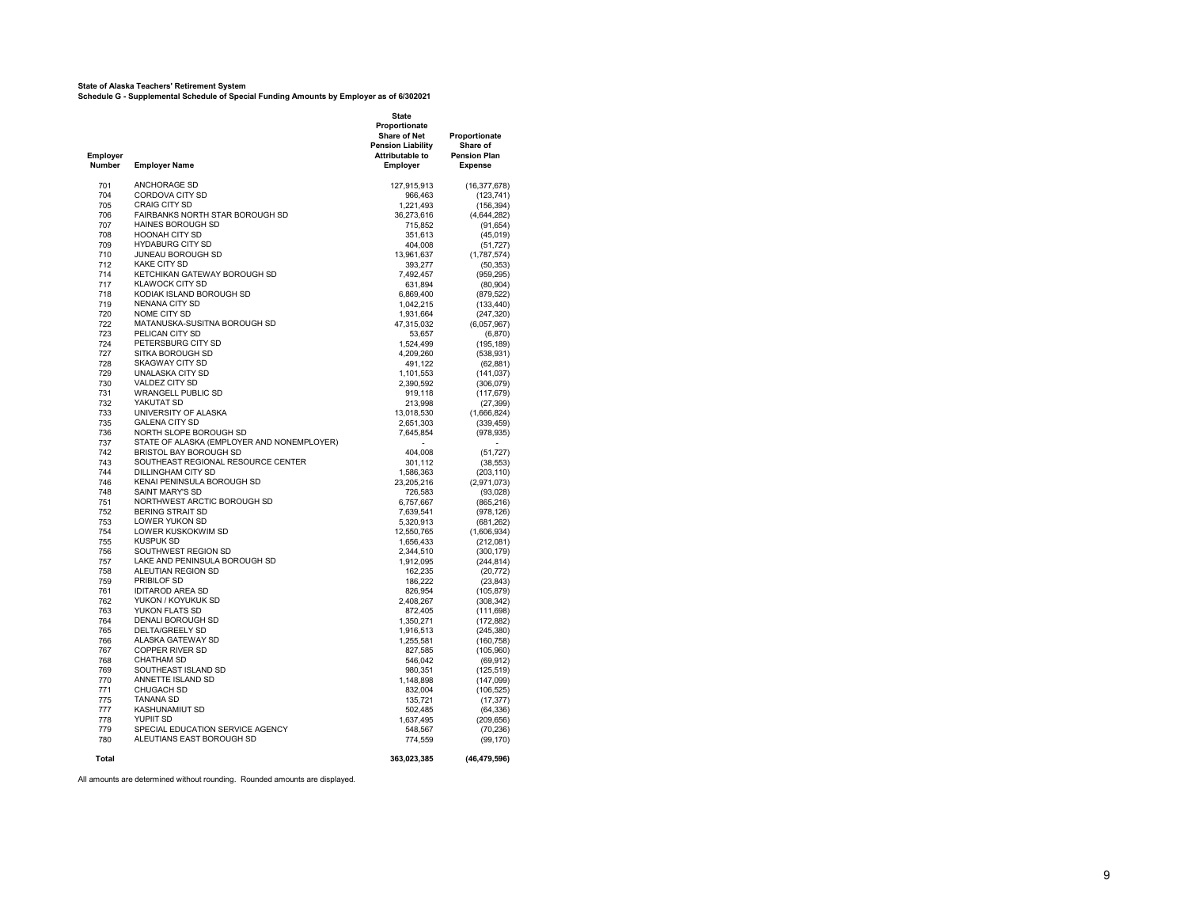**State of Alaska Teachers' Retirement System**

**Schedule G - Supplemental Schedule of Special Funding Amounts by Employer as of 6/302021**

| Employer Number | Employer Name | State Proportionate Share of Net Pension Liability Attributable to Employer | Proportionate Share of Pension Plan Expense |
|---|---|---|---|
| 701 | ANCHORAGE SD | 127,915,913 | (16,377,678) |
| 704 | CORDOVA CITY SD | 966,463 | (123,741) |
| 705 | CRAIG CITY SD | 1,221,493 | (156,394) |
| 706 | FAIRBANKS NORTH STAR BOROUGH SD | 36,273,616 | (4,644,282) |
| 707 | HAINES BOROUGH SD | 715,852 | (91,654) |
| 708 | HOONAH CITY SD | 351,613 | (45,019) |
| 709 | HYDABURG CITY SD | 404,008 | (51,727) |
| 710 | JUNEAU BOROUGH SD | 13,961,637 | (1,787,574) |
| 712 | KAKE CITY SD | 393,277 | (50,353) |
| 714 | KETCHIKAN GATEWAY BOROUGH SD | 7,492,457 | (959,295) |
| 717 | KLAWOCK CITY SD | 631,894 | (80,904) |
| 718 | KODIAK ISLAND BOROUGH SD | 6,869,400 | (879,522) |
| 719 | NENANA CITY SD | 1,042,215 | (133,440) |
| 720 | NOME CITY SD | 1,931,664 | (247,320) |
| 722 | MATANUSKA-SUSITNA BOROUGH SD | 47,315,032 | (6,057,967) |
| 723 | PELICAN CITY SD | 53,657 | (6,870) |
| 724 | PETERSBURG CITY SD | 1,524,499 | (195,189) |
| 727 | SITKA BOROUGH SD | 4,209,260 | (538,931) |
| 728 | SKAGWAY CITY SD | 491,122 | (62,881) |
| 729 | UNALASKA CITY SD | 1,101,553 | (141,037) |
| 730 | VALDEZ CITY SD | 2,390,592 | (306,079) |
| 731 | WRANGELL PUBLIC SD | 919,118 | (117,679) |
| 732 | YAKUTAT SD | 213,998 | (27,399) |
| 733 | UNIVERSITY OF ALASKA | 13,018,530 | (1,666,824) |
| 735 | GALENA CITY SD | 2,651,303 | (339,459) |
| 736 | NORTH SLOPE BOROUGH SD | 7,645,854 | (978,935) |
| 737 | STATE OF ALASKA (EMPLOYER AND NONEMPLOYER) | - | - |
| 742 | BRISTOL BAY BOROUGH SD | 404,008 | (51,727) |
| 743 | SOUTHEAST REGIONAL RESOURCE CENTER | 301,112 | (38,553) |
| 744 | DILLINGHAM CITY SD | 1,586,363 | (203,110) |
| 746 | KENAI PENINSULA BOROUGH SD | 23,205,216 | (2,971,073) |
| 748 | SAINT MARY'S SD | 726,583 | (93,028) |
| 751 | NORTHWEST ARCTIC BOROUGH SD | 6,757,667 | (865,216) |
| 752 | BERING STRAIT SD | 7,639,541 | (978,126) |
| 753 | LOWER YUKON SD | 5,320,913 | (681,262) |
| 754 | LOWER KUSKOKWIM SD | 12,550,765 | (1,606,934) |
| 755 | KUSPUK SD | 1,656,433 | (212,081) |
| 756 | SOUTHWEST REGION SD | 2,344,510 | (300,179) |
| 757 | LAKE AND PENINSULA BOROUGH SD | 1,912,095 | (244,814) |
| 758 | ALEUTIAN REGION SD | 162,235 | (20,772) |
| 759 | PRIBILOF SD | 186,222 | (23,843) |
| 761 | IDITAROD AREA SD | 826,954 | (105,879) |
| 762 | YUKON / KOYUKUK SD | 2,408,267 | (308,342) |
| 763 | YUKON FLATS SD | 872,405 | (111,698) |
| 764 | DENALI BOROUGH SD | 1,350,271 | (172,882) |
| 765 | DELTA/GREELY SD | 1,916,513 | (245,380) |
| 766 | ALASKA GATEWAY SD | 1,255,581 | (160,758) |
| 767 | COPPER RIVER SD | 827,585 | (105,960) |
| 768 | CHATHAM SD | 546,042 | (69,912) |
| 769 | SOUTHEAST ISLAND SD | 980,351 | (125,519) |
| 770 | ANNETTE ISLAND SD | 1,148,898 | (147,099) |
| 771 | CHUGACH SD | 832,004 | (106,525) |
| 775 | TANANA SD | 135,721 | (17,377) |
| 777 | KASHUNAMIUT SD | 502,485 | (64,336) |
| 778 | YUPIIT SD | 1,637,495 | (209,656) |
| 779 | SPECIAL EDUCATION SERVICE AGENCY | 548,567 | (70,236) |
| 780 | ALEUTIANS EAST BOROUGH SD | 774,559 | (99,170) |
| **Total** | | **363,023,385** | **(46,479,596)** |

All amounts are determined without rounding. Rounded amounts are displayed.